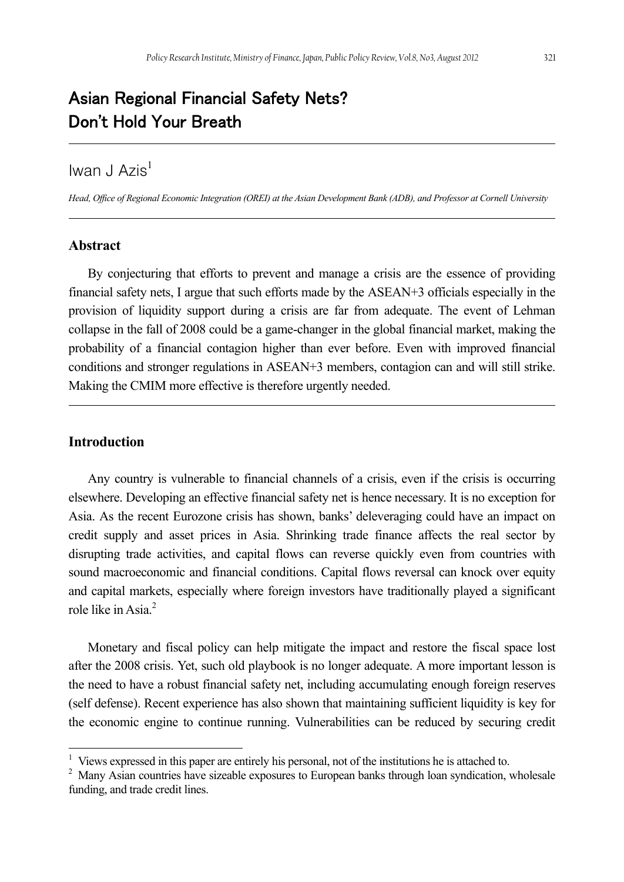# Asian Regional Financial Safety Nets? Don't Hold Your Breath

Iwan J Azis[1]

*Head, Office of Regional Economic Integration (OREI) at the Asian Development Bank (ADB), and Professor at Cornell University*

## Abstract

By conjecturing that efforts to prevent and manage a crisis are the essence of providing financial safety nets, I argue that such efforts made by the ASEAN+3 officials especially in the provision of liquidity support during a crisis are far from adequate. The event of Lehman collapse in the fall of 2008 could be a game-changer in the global financial market, making the probability of a financial contagion higher than ever before. Even with improved financial conditions and stronger regulations in ASEAN+3 members, contagion can and will still strike. Making the CMIM more effective is therefore urgently needed.

## Introduction

Any country is vulnerable to financial channels of a crisis, even if the crisis is occurring elsewhere. Developing an effective financial safety net is hence necessary. It is no exception for Asia. As the recent Eurozone crisis has shown, banks' deleveraging could have an impact on credit supply and asset prices in Asia. Shrinking trade finance affects the real sector by disrupting trade activities, and capital flows can reverse quickly even from countries with sound macroeconomic and financial conditions. Capital flows reversal can knock over equity and capital markets, especially where foreign investors have traditionally played a significant role like in Asia.[2]

Monetary and fiscal policy can help mitigate the impact and restore the fiscal space lost after the 2008 crisis. Yet, such old playbook is no longer adequate. A more important lesson is the need to have a robust financial safety net, including accumulating enough foreign reserves (self defense). Recent experience has also shown that maintaining sufficient liquidity is key for the economic engine to continue running. Vulnerabilities can be reduced by securing credit

---

[1] Views expressed in this paper are entirely his personal, not of the institutions he is attached to.

[2] Many Asian countries have sizeable exposures to European banks through loan syndication, wholesale funding, and trade credit lines.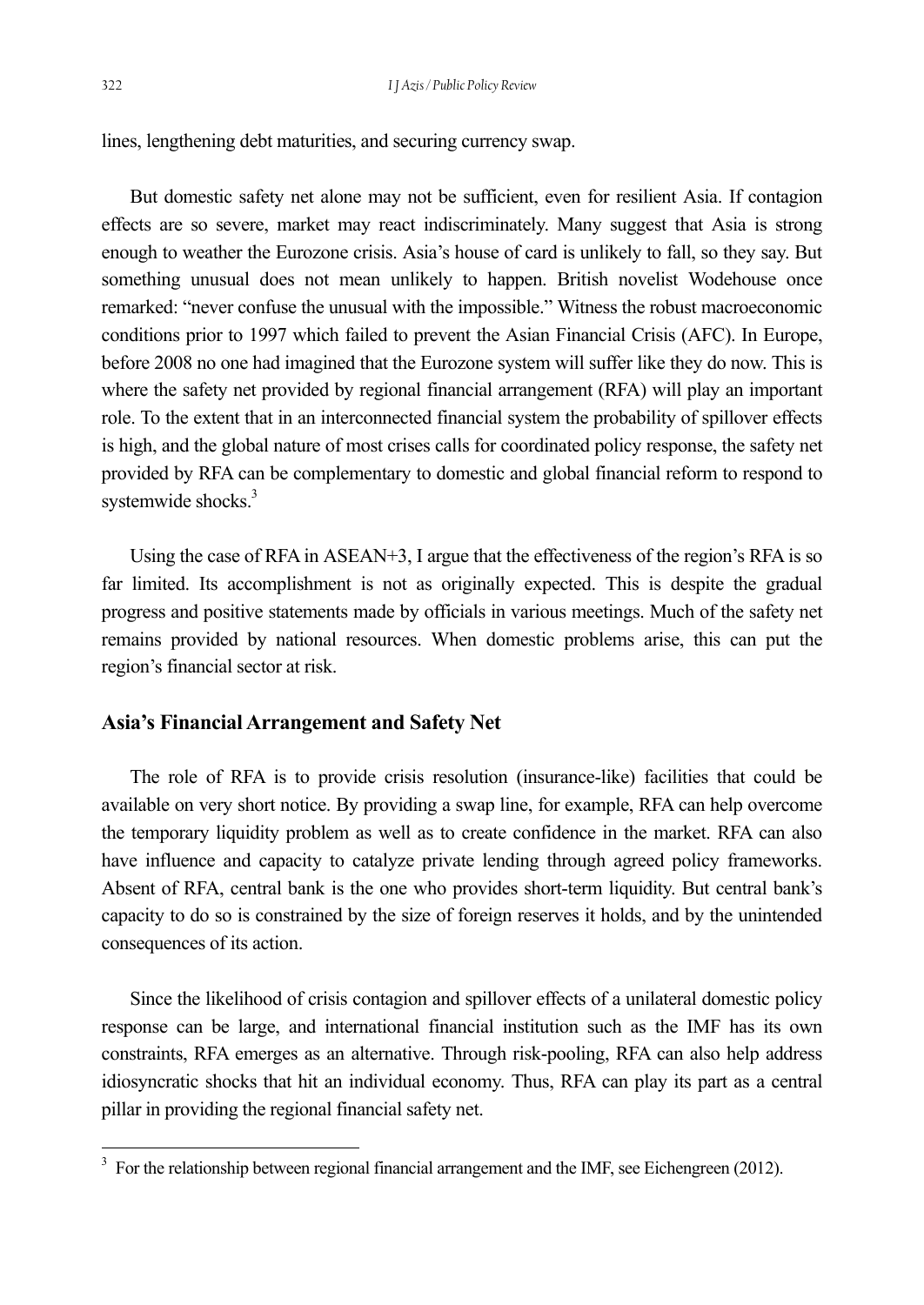lines, lengthening debt maturities, and securing currency swap.

But domestic safety net alone may not be sufficient, even for resilient Asia. If contagion effects are so severe, market may react indiscriminately. Many suggest that Asia is strong enough to weather the Eurozone crisis. Asia's house of card is unlikely to fall, so they say. But something unusual does not mean unlikely to happen. British novelist Wodehouse once remarked: "never confuse the unusual with the impossible." Witness the robust macroeconomic conditions prior to 1997 which failed to prevent the Asian Financial Crisis (AFC). In Europe, before 2008 no one had imagined that the Eurozone system will suffer like they do now. This is where the safety net provided by regional financial arrangement (RFA) will play an important role. To the extent that in an interconnected financial system the probability of spillover effects is high, and the global nature of most crises calls for coordinated policy response, the safety net provided by RFA can be complementary to domestic and global financial reform to respond to systemwide shocks.[3]

Using the case of RFA in ASEAN+3, I argue that the effectiveness of the region's RFA is so far limited. Its accomplishment is not as originally expected. This is despite the gradual progress and positive statements made by officials in various meetings. Much of the safety net remains provided by national resources. When domestic problems arise, this can put the region's financial sector at risk.

## Asia's Financial Arrangement and Safety Net

The role of RFA is to provide crisis resolution (insurance-like) facilities that could be available on very short notice. By providing a swap line, for example, RFA can help overcome the temporary liquidity problem as well as to create confidence in the market. RFA can also have influence and capacity to catalyze private lending through agreed policy frameworks. Absent of RFA, central bank is the one who provides short-term liquidity. But central bank's capacity to do so is constrained by the size of foreign reserves it holds, and by the unintended consequences of its action.

Since the likelihood of crisis contagion and spillover effects of a unilateral domestic policy response can be large, and international financial institution such as the IMF has its own constraints, RFA emerges as an alternative. Through risk-pooling, RFA can also help address idiosyncratic shocks that hit an individual economy. Thus, RFA can play its part as a central pillar in providing the regional financial safety net.

[3] For the relationship between regional financial arrangement and the IMF, see Eichengreen (2012).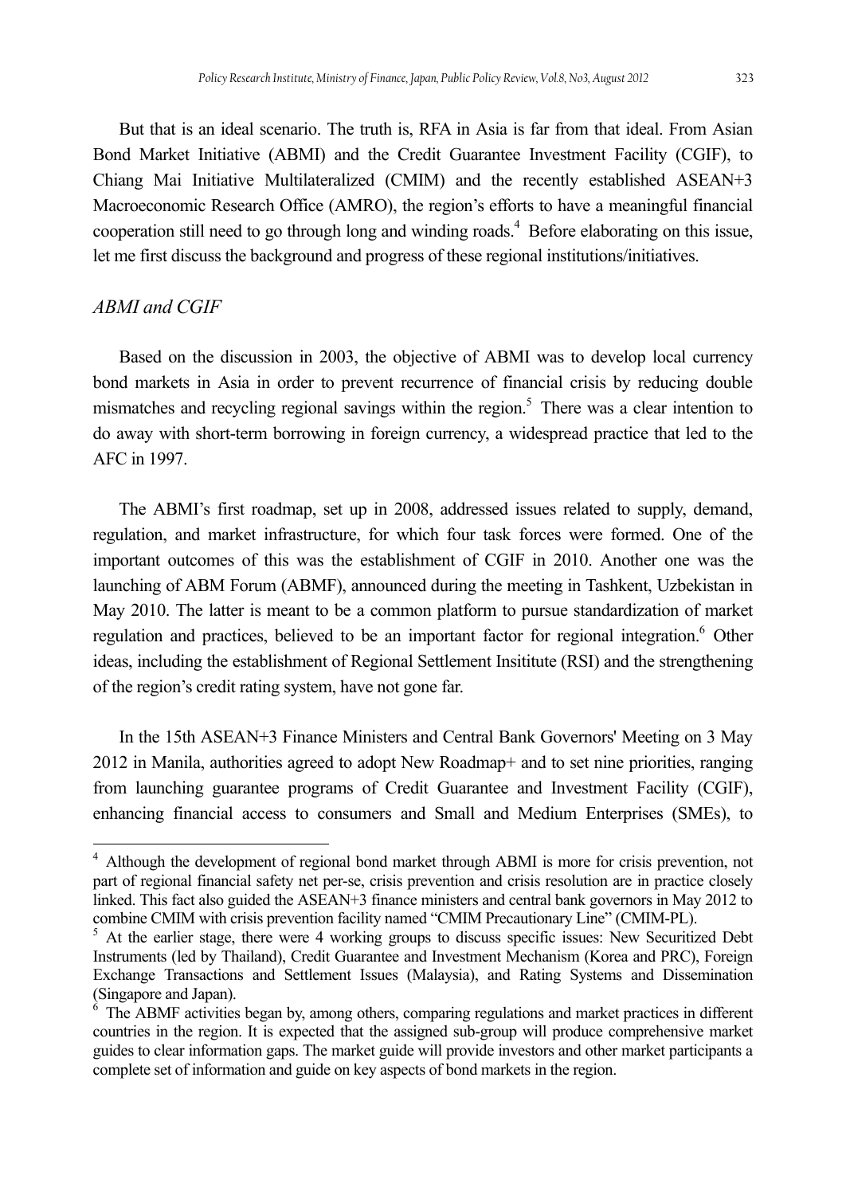But that is an ideal scenario. The truth is, RFA in Asia is far from that ideal. From Asian Bond Market Initiative (ABMI) and the Credit Guarantee Investment Facility (CGIF), to Chiang Mai Initiative Multilateralized (CMIM) and the recently established ASEAN+3 Macroeconomic Research Office (AMRO), the region's efforts to have a meaningful financial cooperation still need to go through long and winding roads.[4] Before elaborating on this issue, let me first discuss the background and progress of these regional institutions/initiatives.

### *ABMI and CGIF*

Based on the discussion in 2003, the objective of ABMI was to develop local currency bond markets in Asia in order to prevent recurrence of financial crisis by reducing double mismatches and recycling regional savings within the region.[5] There was a clear intention to do away with short-term borrowing in foreign currency, a widespread practice that led to the AFC in 1997.

The ABMI's first roadmap, set up in 2008, addressed issues related to supply, demand, regulation, and market infrastructure, for which four task forces were formed. One of the important outcomes of this was the establishment of CGIF in 2010. Another one was the launching of ABM Forum (ABMF), announced during the meeting in Tashkent, Uzbekistan in May 2010. The latter is meant to be a common platform to pursue standardization of market regulation and practices, believed to be an important factor for regional integration.[6] Other ideas, including the establishment of Regional Settlement Insititute (RSI) and the strengthening of the region's credit rating system, have not gone far.

In the 15th ASEAN+3 Finance Ministers and Central Bank Governors' Meeting on 3 May 2012 in Manila, authorities agreed to adopt New Roadmap+ and to set nine priorities, ranging from launching guarantee programs of Credit Guarantee and Investment Facility (CGIF), enhancing financial access to consumers and Small and Medium Enterprises (SMEs), to

---

[4] Although the development of regional bond market through ABMI is more for crisis prevention, not part of regional financial safety net per-se, crisis prevention and crisis resolution are in practice closely linked. This fact also guided the ASEAN+3 finance ministers and central bank governors in May 2012 to combine CMIM with crisis prevention facility named "CMIM Precautionary Line" (CMIM-PL).

[5] At the earlier stage, there were 4 working groups to discuss specific issues: New Securitized Debt Instruments (led by Thailand), Credit Guarantee and Investment Mechanism (Korea and PRC), Foreign Exchange Transactions and Settlement Issues (Malaysia), and Rating Systems and Dissemination (Singapore and Japan).

[6] The ABMF activities began by, among others, comparing regulations and market practices in different countries in the region. It is expected that the assigned sub-group will produce comprehensive market guides to clear information gaps. The market guide will provide investors and other market participants a complete set of information and guide on key aspects of bond markets in the region.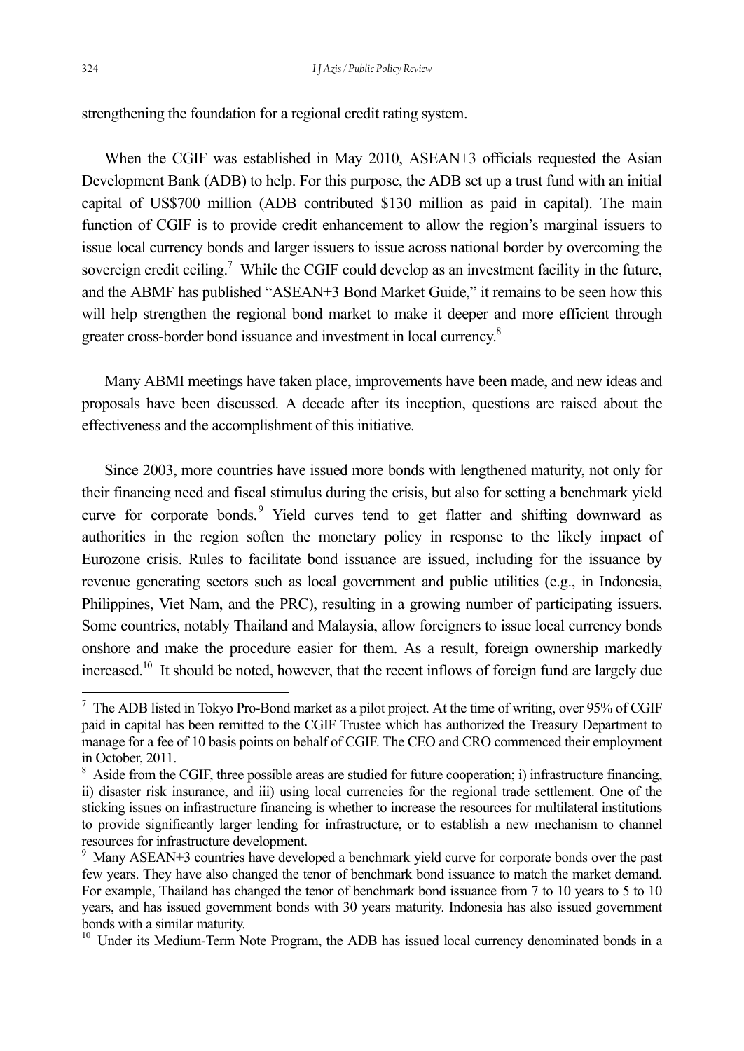strengthening the foundation for a regional credit rating system.

When the CGIF was established in May 2010, ASEAN+3 officials requested the Asian Development Bank (ADB) to help. For this purpose, the ADB set up a trust fund with an initial capital of US$700 million (ADB contributed $130 million as paid in capital). The main function of CGIF is to provide credit enhancement to allow the region's marginal issuers to issue local currency bonds and larger issuers to issue across national border by overcoming the sovereign credit ceiling.[7] While the CGIF could develop as an investment facility in the future, and the ABMF has published "ASEAN+3 Bond Market Guide," it remains to be seen how this will help strengthen the regional bond market to make it deeper and more efficient through greater cross-border bond issuance and investment in local currency.[8]

Many ABMI meetings have taken place, improvements have been made, and new ideas and proposals have been discussed. A decade after its inception, questions are raised about the effectiveness and the accomplishment of this initiative.

Since 2003, more countries have issued more bonds with lengthened maturity, not only for their financing need and fiscal stimulus during the crisis, but also for setting a benchmark yield curve for corporate bonds.[9] Yield curves tend to get flatter and shifting downward as authorities in the region soften the monetary policy in response to the likely impact of Eurozone crisis. Rules to facilitate bond issuance are issued, including for the issuance by revenue generating sectors such as local government and public utilities (e.g., in Indonesia, Philippines, Viet Nam, and the PRC), resulting in a growing number of participating issuers. Some countries, notably Thailand and Malaysia, allow foreigners to issue local currency bonds onshore and make the procedure easier for them. As a result, foreign ownership markedly increased.[10] It should be noted, however, that the recent inflows of foreign fund are largely due

---

[7] The ADB listed in Tokyo Pro-Bond market as a pilot project. At the time of writing, over 95% of CGIF paid in capital has been remitted to the CGIF Trustee which has authorized the Treasury Department to manage for a fee of 10 basis points on behalf of CGIF. The CEO and CRO commenced their employment in October, 2011.

[8] Aside from the CGIF, three possible areas are studied for future cooperation; i) infrastructure financing, ii) disaster risk insurance, and iii) using local currencies for the regional trade settlement. One of the sticking issues on infrastructure financing is whether to increase the resources for multilateral institutions to provide significantly larger lending for infrastructure, or to establish a new mechanism to channel resources for infrastructure development.

[9] Many ASEAN+3 countries have developed a benchmark yield curve for corporate bonds over the past few years. They have also changed the tenor of benchmark bond issuance to match the market demand. For example, Thailand has changed the tenor of benchmark bond issuance from 7 to 10 years to 5 to 10 years, and has issued government bonds with 30 years maturity. Indonesia has also issued government bonds with a similar maturity.

[10] Under its Medium-Term Note Program, the ADB has issued local currency denominated bonds in a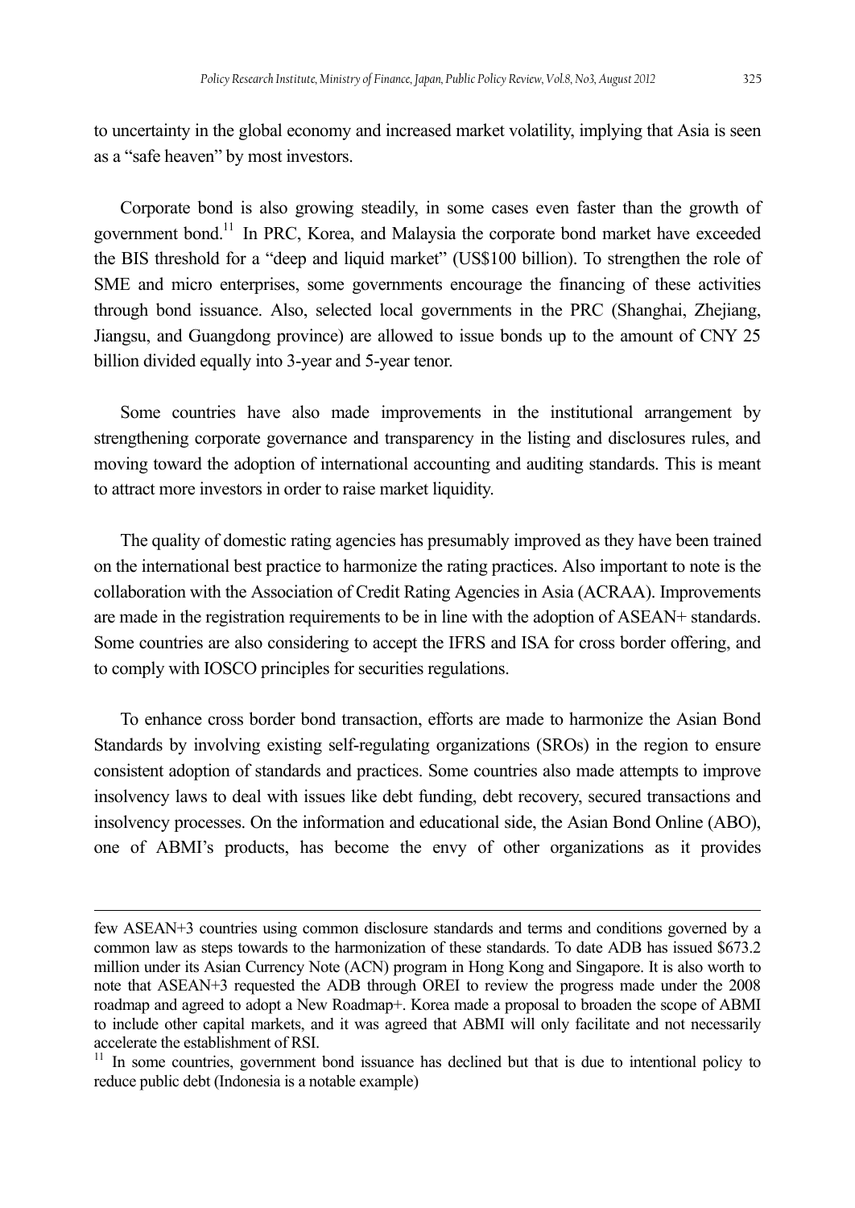to uncertainty in the global economy and increased market volatility, implying that Asia is seen as a "safe heaven" by most investors.

Corporate bond is also growing steadily, in some cases even faster than the growth of government bond.[11] In PRC, Korea, and Malaysia the corporate bond market have exceeded the BIS threshold for a "deep and liquid market" (US$100 billion). To strengthen the role of SME and micro enterprises, some governments encourage the financing of these activities through bond issuance. Also, selected local governments in the PRC (Shanghai, Zhejiang, Jiangsu, and Guangdong province) are allowed to issue bonds up to the amount of CNY 25 billion divided equally into 3-year and 5-year tenor.

Some countries have also made improvements in the institutional arrangement by strengthening corporate governance and transparency in the listing and disclosures rules, and moving toward the adoption of international accounting and auditing standards. This is meant to attract more investors in order to raise market liquidity.

The quality of domestic rating agencies has presumably improved as they have been trained on the international best practice to harmonize the rating practices. Also important to note is the collaboration with the Association of Credit Rating Agencies in Asia (ACRAA). Improvements are made in the registration requirements to be in line with the adoption of ASEAN+ standards. Some countries are also considering to accept the IFRS and ISA for cross border offering, and to comply with IOSCO principles for securities regulations.

To enhance cross border bond transaction, efforts are made to harmonize the Asian Bond Standards by involving existing self-regulating organizations (SROs) in the region to ensure consistent adoption of standards and practices. Some countries also made attempts to improve insolvency laws to deal with issues like debt funding, debt recovery, secured transactions and insolvency processes. On the information and educational side, the Asian Bond Online (ABO), one of ABMI's products, has become the envy of other organizations as it provides

---

few ASEAN+3 countries using common disclosure standards and terms and conditions governed by a common law as steps towards to the harmonization of these standards. To date ADB has issued $673.2 million under its Asian Currency Note (ACN) program in Hong Kong and Singapore. It is also worth to note that ASEAN+3 requested the ADB through OREI to review the progress made under the 2008 roadmap and agreed to adopt a New Roadmap+. Korea made a proposal to broaden the scope of ABMI to include other capital markets, and it was agreed that ABMI will only facilitate and not necessarily accelerate the establishment of RSI.

[11] In some countries, government bond issuance has declined but that is due to intentional policy to reduce public debt (Indonesia is a notable example)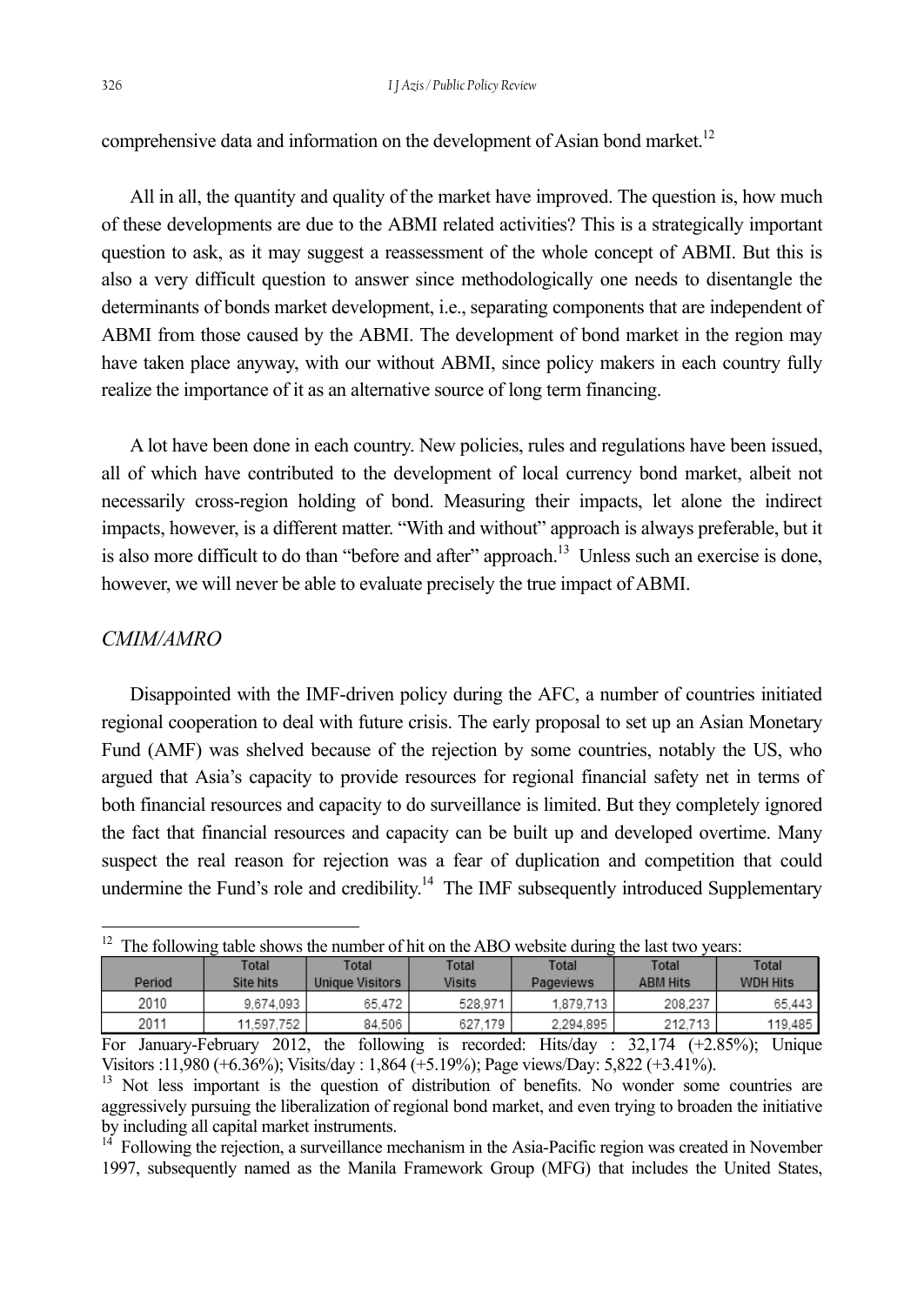comprehensive data and information on the development of Asian bond market.[12]

All in all, the quantity and quality of the market have improved. The question is, how much of these developments are due to the ABMI related activities? This is a strategically important question to ask, as it may suggest a reassessment of the whole concept of ABMI. But this is also a very difficult question to answer since methodologically one needs to disentangle the determinants of bonds market development, i.e., separating components that are independent of ABMI from those caused by the ABMI. The development of bond market in the region may have taken place anyway, with our without ABMI, since policy makers in each country fully realize the importance of it as an alternative source of long term financing.

A lot have been done in each country. New policies, rules and regulations have been issued, all of which have contributed to the development of local currency bond market, albeit not necessarily cross-region holding of bond. Measuring their impacts, let alone the indirect impacts, however, is a different matter. "With and without" approach is always preferable, but it is also more difficult to do than "before and after" approach.[13] Unless such an exercise is done, however, we will never be able to evaluate precisely the true impact of ABMI.

### *CMIM/AMRO*

Disappointed with the IMF-driven policy during the AFC, a number of countries initiated regional cooperation to deal with future crisis. The early proposal to set up an Asian Monetary Fund (AMF) was shelved because of the rejection by some countries, notably the US, who argued that Asia's capacity to provide resources for regional financial safety net in terms of both financial resources and capacity to do surveillance is limited. But they completely ignored the fact that financial resources and capacity can be built up and developed overtime. Many suspect the real reason for rejection was a fear of duplication and competition that could undermine the Fund's role and credibility.[14] The IMF subsequently introduced Supplementary

---

[12] The following table shows the number of hit on the ABO website during the last two years:

| Period | Total Site hits | Total Unique Visitors | Total Visits | Total Pageviews | Total ABM Hits | Total WDH Hits |
|---|---|---|---|---|---|---|
| 2010 | 9,674,093 | 65,472 | 528,971 | 1,879,713 | 208,237 | 65,443 |
| 2011 | 11,597,752 | 84,506 | 627,179 | 2,294,895 | 212,713 | 119,485 |

For January-February 2012, the following is recorded: Hits/day : 32,174 (+2.85%); Unique Visitors :11,980 (+6.36%); Visits/day : 1,864 (+5.19%); Page views/Day: 5,822 (+3.41%).

[13] Not less important is the question of distribution of benefits. No wonder some countries are aggressively pursuing the liberalization of regional bond market, and even trying to broaden the initiative by including all capital market instruments.

[14] Following the rejection, a surveillance mechanism in the Asia-Pacific region was created in November 1997, subsequently named as the Manila Framework Group (MFG) that includes the United States,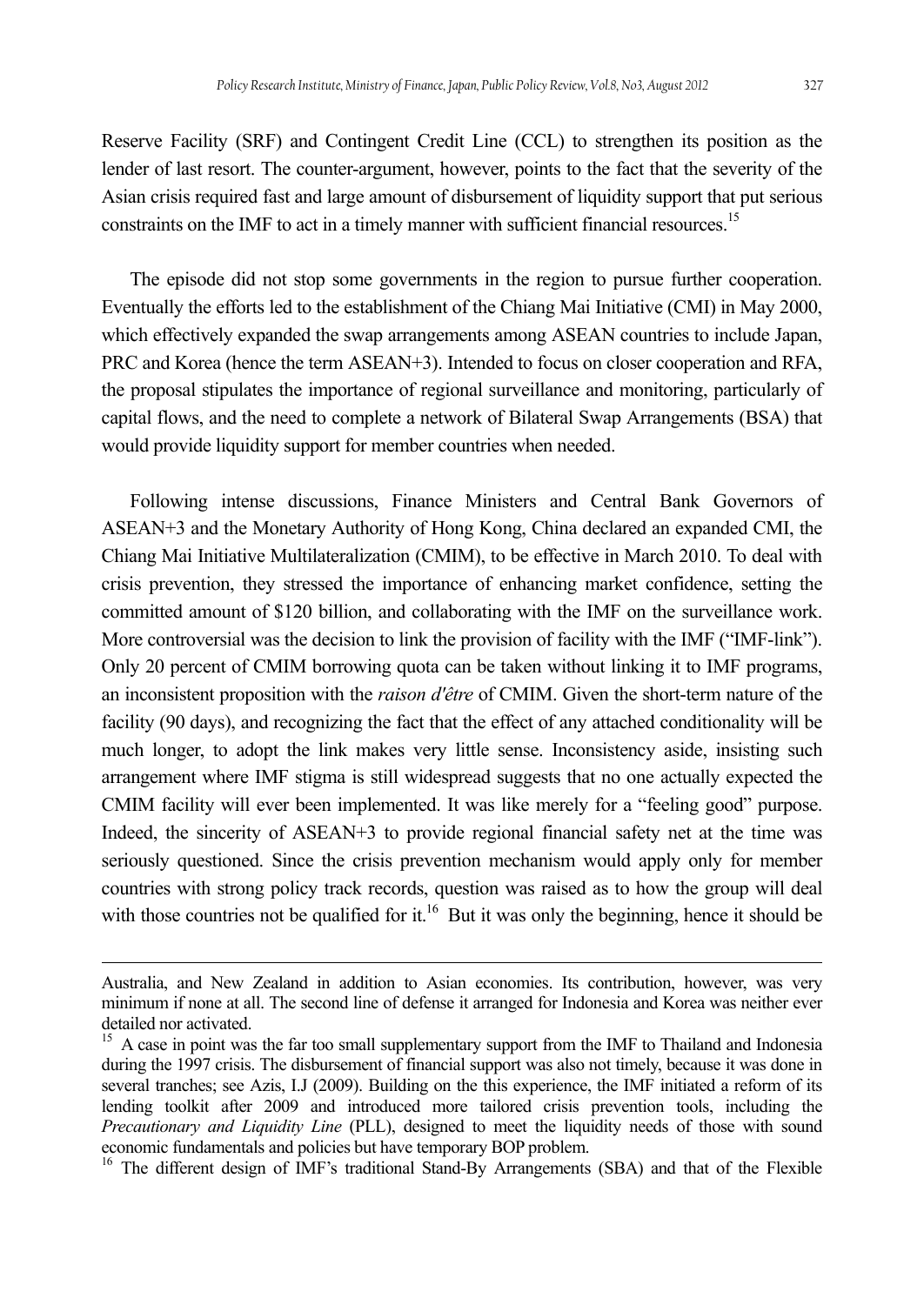Reserve Facility (SRF) and Contingent Credit Line (CCL) to strengthen its position as the lender of last resort. The counter-argument, however, points to the fact that the severity of the Asian crisis required fast and large amount of disbursement of liquidity support that put serious constraints on the IMF to act in a timely manner with sufficient financial resources.[15]

The episode did not stop some governments in the region to pursue further cooperation. Eventually the efforts led to the establishment of the Chiang Mai Initiative (CMI) in May 2000, which effectively expanded the swap arrangements among ASEAN countries to include Japan, PRC and Korea (hence the term ASEAN+3). Intended to focus on closer cooperation and RFA, the proposal stipulates the importance of regional surveillance and monitoring, particularly of capital flows, and the need to complete a network of Bilateral Swap Arrangements (BSA) that would provide liquidity support for member countries when needed.

Following intense discussions, Finance Ministers and Central Bank Governors of ASEAN+3 and the Monetary Authority of Hong Kong, China declared an expanded CMI, the Chiang Mai Initiative Multilateralization (CMIM), to be effective in March 2010. To deal with crisis prevention, they stressed the importance of enhancing market confidence, setting the committed amount of $120 billion, and collaborating with the IMF on the surveillance work. More controversial was the decision to link the provision of facility with the IMF ("IMF-link"). Only 20 percent of CMIM borrowing quota can be taken without linking it to IMF programs, an inconsistent proposition with the *raison d'être* of CMIM. Given the short-term nature of the facility (90 days), and recognizing the fact that the effect of any attached conditionality will be much longer, to adopt the link makes very little sense. Inconsistency aside, insisting such arrangement where IMF stigma is still widespread suggests that no one actually expected the CMIM facility will ever been implemented. It was like merely for a "feeling good" purpose. Indeed, the sincerity of ASEAN+3 to provide regional financial safety net at the time was seriously questioned. Since the crisis prevention mechanism would apply only for member countries with strong policy track records, question was raised as to how the group will deal with those countries not be qualified for it.[16] But it was only the beginning, hence it should be

---

Australia, and New Zealand in addition to Asian economies. Its contribution, however, was very minimum if none at all. The second line of defense it arranged for Indonesia and Korea was neither ever detailed nor activated.

[15] A case in point was the far too small supplementary support from the IMF to Thailand and Indonesia during the 1997 crisis. The disbursement of financial support was also not timely, because it was done in several tranches; see Azis, I.J (2009). Building on the this experience, the IMF initiated a reform of its lending toolkit after 2009 and introduced more tailored crisis prevention tools, including the *Precautionary and Liquidity Line* (PLL), designed to meet the liquidity needs of those with sound economic fundamentals and policies but have temporary BOP problem.

[16] The different design of IMF's traditional Stand-By Arrangements (SBA) and that of the Flexible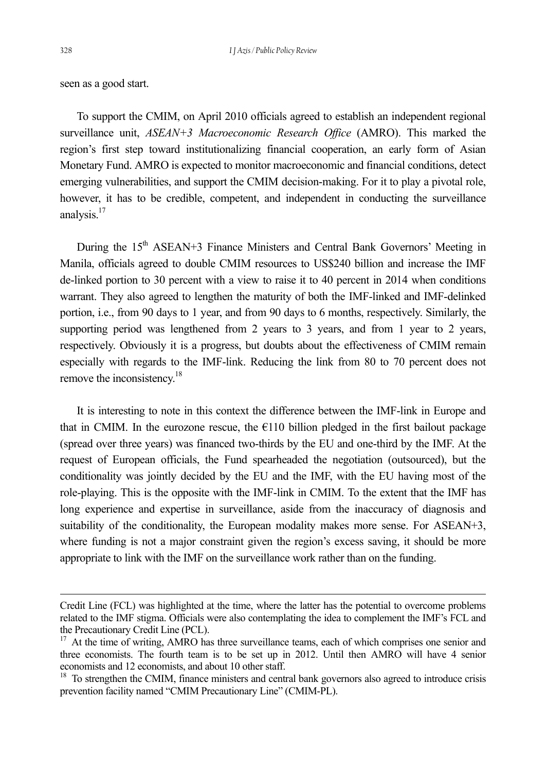seen as a good start.

To support the CMIM, on April 2010 officials agreed to establish an independent regional surveillance unit, *ASEAN+3 Macroeconomic Research Office* (AMRO). This marked the region's first step toward institutionalizing financial cooperation, an early form of Asian Monetary Fund. AMRO is expected to monitor macroeconomic and financial conditions, detect emerging vulnerabilities, and support the CMIM decision-making. For it to play a pivotal role, however, it has to be credible, competent, and independent in conducting the surveillance analysis.[17]

During the 15th ASEAN+3 Finance Ministers and Central Bank Governors' Meeting in Manila, officials agreed to double CMIM resources to US$240 billion and increase the IMF de-linked portion to 30 percent with a view to raise it to 40 percent in 2014 when conditions warrant. They also agreed to lengthen the maturity of both the IMF-linked and IMF-delinked portion, i.e., from 90 days to 1 year, and from 90 days to 6 months, respectively. Similarly, the supporting period was lengthened from 2 years to 3 years, and from 1 year to 2 years, respectively. Obviously it is a progress, but doubts about the effectiveness of CMIM remain especially with regards to the IMF-link. Reducing the link from 80 to 70 percent does not remove the inconsistency.[18]

It is interesting to note in this context the difference between the IMF-link in Europe and that in CMIM. In the eurozone rescue, the €110 billion pledged in the first bailout package (spread over three years) was financed two-thirds by the EU and one-third by the IMF. At the request of European officials, the Fund spearheaded the negotiation (outsourced), but the conditionality was jointly decided by the EU and the IMF, with the EU having most of the role-playing. This is the opposite with the IMF-link in CMIM. To the extent that the IMF has long experience and expertise in surveillance, aside from the inaccuracy of diagnosis and suitability of the conditionality, the European modality makes more sense. For ASEAN+3, where funding is not a major constraint given the region's excess saving, it should be more appropriate to link with the IMF on the surveillance work rather than on the funding.

---

Credit Line (FCL) was highlighted at the time, where the latter has the potential to overcome problems related to the IMF stigma. Officials were also contemplating the idea to complement the IMF's FCL and the Precautionary Credit Line (PCL).

[17] At the time of writing, AMRO has three surveillance teams, each of which comprises one senior and three economists. The fourth team is to be set up in 2012. Until then AMRO will have 4 senior economists and 12 economists, and about 10 other staff.

[18] To strengthen the CMIM, finance ministers and central bank governors also agreed to introduce crisis prevention facility named "CMIM Precautionary Line" (CMIM-PL).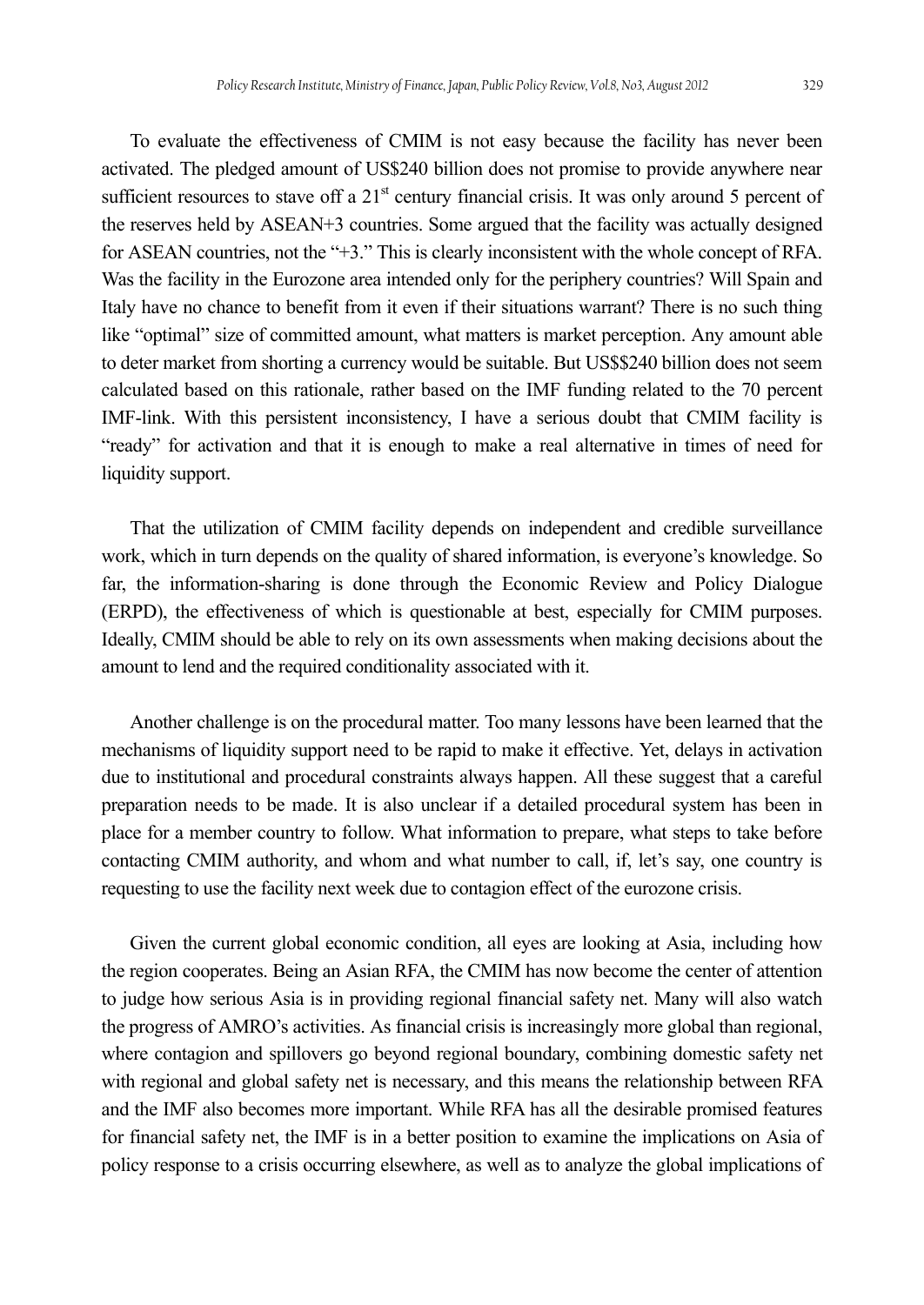To evaluate the effectiveness of CMIM is not easy because the facility has never been activated. The pledged amount of US$240 billion does not promise to provide anywhere near sufficient resources to stave off a 21st century financial crisis. It was only around 5 percent of the reserves held by ASEAN+3 countries. Some argued that the facility was actually designed for ASEAN countries, not the "+3." This is clearly inconsistent with the whole concept of RFA. Was the facility in the Eurozone area intended only for the periphery countries? Will Spain and Italy have no chance to benefit from it even if their situations warrant? There is no such thing like "optimal" size of committed amount, what matters is market perception. Any amount able to deter market from shorting a currency would be suitable. But US$$240 billion does not seem calculated based on this rationale, rather based on the IMF funding related to the 70 percent IMF-link. With this persistent inconsistency, I have a serious doubt that CMIM facility is "ready" for activation and that it is enough to make a real alternative in times of need for liquidity support.

That the utilization of CMIM facility depends on independent and credible surveillance work, which in turn depends on the quality of shared information, is everyone's knowledge. So far, the information-sharing is done through the Economic Review and Policy Dialogue (ERPD), the effectiveness of which is questionable at best, especially for CMIM purposes. Ideally, CMIM should be able to rely on its own assessments when making decisions about the amount to lend and the required conditionality associated with it.

Another challenge is on the procedural matter. Too many lessons have been learned that the mechanisms of liquidity support need to be rapid to make it effective. Yet, delays in activation due to institutional and procedural constraints always happen. All these suggest that a careful preparation needs to be made. It is also unclear if a detailed procedural system has been in place for a member country to follow. What information to prepare, what steps to take before contacting CMIM authority, and whom and what number to call, if, let's say, one country is requesting to use the facility next week due to contagion effect of the eurozone crisis.

Given the current global economic condition, all eyes are looking at Asia, including how the region cooperates. Being an Asian RFA, the CMIM has now become the center of attention to judge how serious Asia is in providing regional financial safety net. Many will also watch the progress of AMRO's activities. As financial crisis is increasingly more global than regional, where contagion and spillovers go beyond regional boundary, combining domestic safety net with regional and global safety net is necessary, and this means the relationship between RFA and the IMF also becomes more important. While RFA has all the desirable promised features for financial safety net, the IMF is in a better position to examine the implications on Asia of policy response to a crisis occurring elsewhere, as well as to analyze the global implications of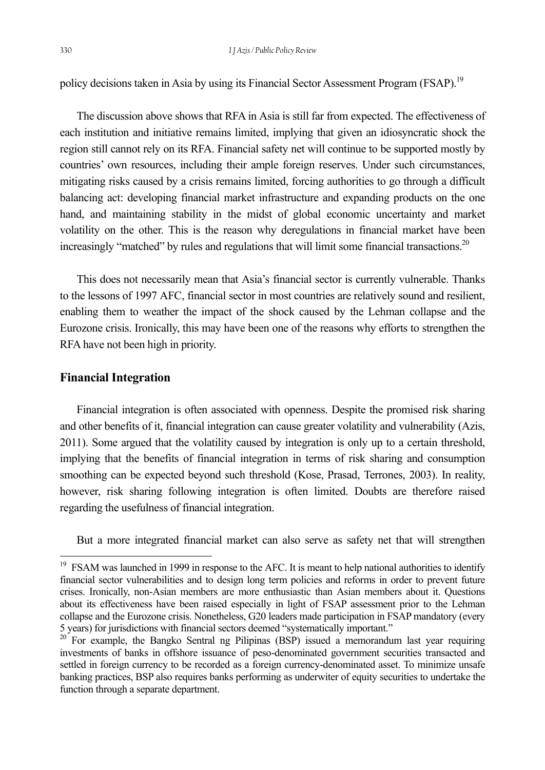policy decisions taken in Asia by using its Financial Sector Assessment Program (FSAP).[19]

The discussion above shows that RFA in Asia is still far from expected. The effectiveness of each institution and initiative remains limited, implying that given an idiosyncratic shock the region still cannot rely on its RFA. Financial safety net will continue to be supported mostly by countries' own resources, including their ample foreign reserves. Under such circumstances, mitigating risks caused by a crisis remains limited, forcing authorities to go through a difficult balancing act: developing financial market infrastructure and expanding products on the one hand, and maintaining stability in the midst of global economic uncertainty and market volatility on the other. This is the reason why deregulations in financial market have been increasingly "matched" by rules and regulations that will limit some financial transactions.[20]

This does not necessarily mean that Asia's financial sector is currently vulnerable. Thanks to the lessons of 1997 AFC, financial sector in most countries are relatively sound and resilient, enabling them to weather the impact of the shock caused by the Lehman collapse and the Eurozone crisis. Ironically, this may have been one of the reasons why efforts to strengthen the RFA have not been high in priority.

## Financial Integration

Financial integration is often associated with openness. Despite the promised risk sharing and other benefits of it, financial integration can cause greater volatility and vulnerability (Azis, 2011). Some argued that the volatility caused by integration is only up to a certain threshold, implying that the benefits of financial integration in terms of risk sharing and consumption smoothing can be expected beyond such threshold (Kose, Prasad, Terrones, 2003). In reality, however, risk sharing following integration is often limited. Doubts are therefore raised regarding the usefulness of financial integration.

But a more integrated financial market can also serve as safety net that will strengthen

---

[19] FSAM was launched in 1999 in response to the AFC. It is meant to help national authorities to identify financial sector vulnerabilities and to design long term policies and reforms in order to prevent future crises. Ironically, non-Asian members are more enthusiastic than Asian members about it. Questions about its effectiveness have been raised especially in light of FSAP assessment prior to the Lehman collapse and the Eurozone crisis. Nonetheless, G20 leaders made participation in FSAP mandatory (every 5 years) for jurisdictions with financial sectors deemed "systematically important."

[20] For example, the Bangko Sentral ng Pilipinas (BSP) issued a memorandum last year requiring investments of banks in offshore issuance of peso-denominated government securities transacted and settled in foreign currency to be recorded as a foreign currency-denominated asset. To minimize unsafe banking practices, BSP also requires banks performing as underwiter of equity securities to undertake the function through a separate department.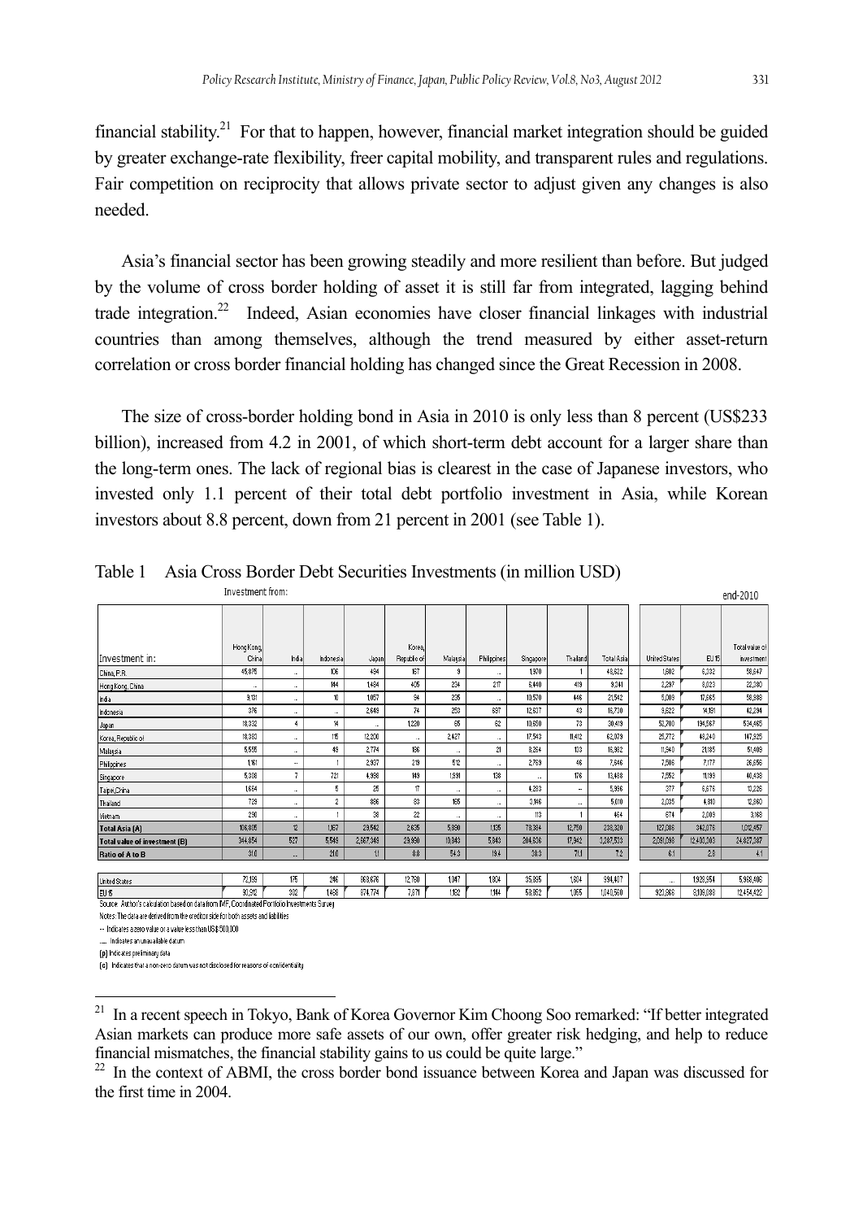financial stability.[21] For that to happen, however, financial market integration should be guided by greater exchange-rate flexibility, freer capital mobility, and transparent rules and regulations. Fair competition on reciprocity that allows private sector to adjust given any changes is also needed.

Asia's financial sector has been growing steadily and more resilient than before. But judged by the volume of cross border holding of asset it is still far from integrated, lagging behind trade integration.[22] Indeed, Asian economies have closer financial linkages with industrial countries than among themselves, although the trend measured by either asset-return correlation or cross border financial holding has changed since the Great Recession in 2008.

The size of cross-border holding bond in Asia in 2010 is only less than 8 percent (US$233 billion), increased from 4.2 in 2001, of which short-term debt account for a larger share than the long-term ones. The lack of regional bias is clearest in the case of Japanese investors, who invested only 1.1 percent of their total debt portfolio investment in Asia, while Korean investors about 8.8 percent, down from 21 percent in 2001 (see Table 1).

Table 1 Asia Cross Border Debt Securities Investments (in million USD)

| Investment from: | | | | | | | | | | | | | end-2010 |
|---|---|---|---|---|---|---|---|---|---|---|---|---|---|
| Investment in: | Hong Kong, China | India | Indonesia | Japan | Korea, Republic of | Malaysia | Philippines | Singapore | Thailand | Total Asia | United States | EU 15 | Total value of investment |
| China, P.R. | 45,875 | .. | 106 | 454 | 167 | 9 | .. | 1,970 | 1 | 48,822 | 1,502 | 6,332 | 56,647 |
| Hong Kong, China | .. | .. | 164 | 1,484 | 405 | 224 | 217 | 6,440 | 419 | 9,341 | 2,297 | 6,023 | 22,380 |
| India | 9,131 | .. | 10 | 1,057 | 94 | 235 | .. | 10,570 | 446 | 21,542 | 5,009 | 17,565 | 58,989 |
| Indonesia | 376 | .. | .. | 2,649 | 74 | 253 | 687 | 12,637 | 43 | 16,730 | 9,622 | 14,191 | 42,294 |
| Japan | 18,332 | 4 | 14 | .. | 1,220 | 65 | 62 | 10,650 | 73 | 30,419 | 52,700 | 194,567 | 534,465 |
| Korea, Republic of | 18,383 | .. | 115 | 12,200 | .. | 2,427 | .. | 17,543 | 11,412 | 62,079 | 25,772 | 48,240 | 147,925 |
| Malaysia | 5,555 | .. | 49 | 2,774 | 136 | .. | 21 | 8,264 | 133 | 16,962 | 11,940 | 21,185 | 51,409 |
| Philippines | 1,161 | .. | 1 | 2,937 | 219 | 512 | .. | 2,769 | 46 | 7,646 | 7,506 | 7,177 | 26,656 |
| Singapore | 5,308 | 7 | 721 | 4,958 | 149 | 1,991 | 138 | .. | 176 | 13,438 | 7,552 | 11,199 | 40,438 |
| Taipei,China | 1,654 | .. | 5 | 25 | 17 | .. | .. | 4,283 | -- | 5,996 | 377 | 6,676 | 13,226 |
| Thailand | 729 | .. | 2 | 886 | 83 | 155 | .. | 3,146 | .. | 5,010 | 2,035 | 4,810 | 12,860 |
| Vietnam | 290 | .. | 1 | 38 | 22 | .. | .. | 113 | 1 | 464 | 674 | 2,009 | 3,169 |
| **Total Asia (A)** | 106,805 | 12 | 1,167 | 29,542 | 2,635 | 5,890 | 1,125 | 78,384 | 12,750 | 238,320 | 127,086 | 340,076 | 1,012,457 |
| **Total value of investment (B)** | 344,654 | 527 | 5,549 | 2,567,349 | 29,950 | 10,843 | 5,843 | 204,536 | 17,942 | 3,287,533 | 2,081,298 | 12,400,303 | 24,827,387 |
| **Ratio of A to B** | 31.0 | .. | 21.0 | 1.1 | 8.8 | 54.3 | 19.4 | 38.3 | 71.1 | 7.2 | 6.1 | 2.8 | 4.1 |
| United States | 72,189 | 175 | 296 | 868,676 | 12,760 | 1,047 | 1,804 | 35,895 | 1,604 | 994,407 | .. | 1,928,954 | 5,988,406 |
| EU 15 | 90,912 | 302 | 1,458 | 874,774 | 7,871 | 1,152 | 1,144 | 58,852 | 1,065 | 1,040,560 | 923,586 | 8,106,088 | 12,454,422 |

Source: Author's calculation based on data from IMF, Coordinated Portfolio Investments Survey

Notes: The data are derived from the creditor side for both assets and liabilities

-- Indicates a zero value or a value less than US$ 500,000

.... Indicates an unavailable datum

(p) Indicates preliminary data

(c) Indicates that a non-zero datum was not disclosed for reasons of confidentiality

---

[21] In a recent speech in Tokyo, Bank of Korea Governor Kim Choong Soo remarked: "If better integrated Asian markets can produce more safe assets of our own, offer greater risk hedging, and help to reduce financial mismatches, the financial stability gains to us could be quite large."

[22] In the context of ABMI, the cross border bond issuance between Korea and Japan was discussed for the first time in 2004.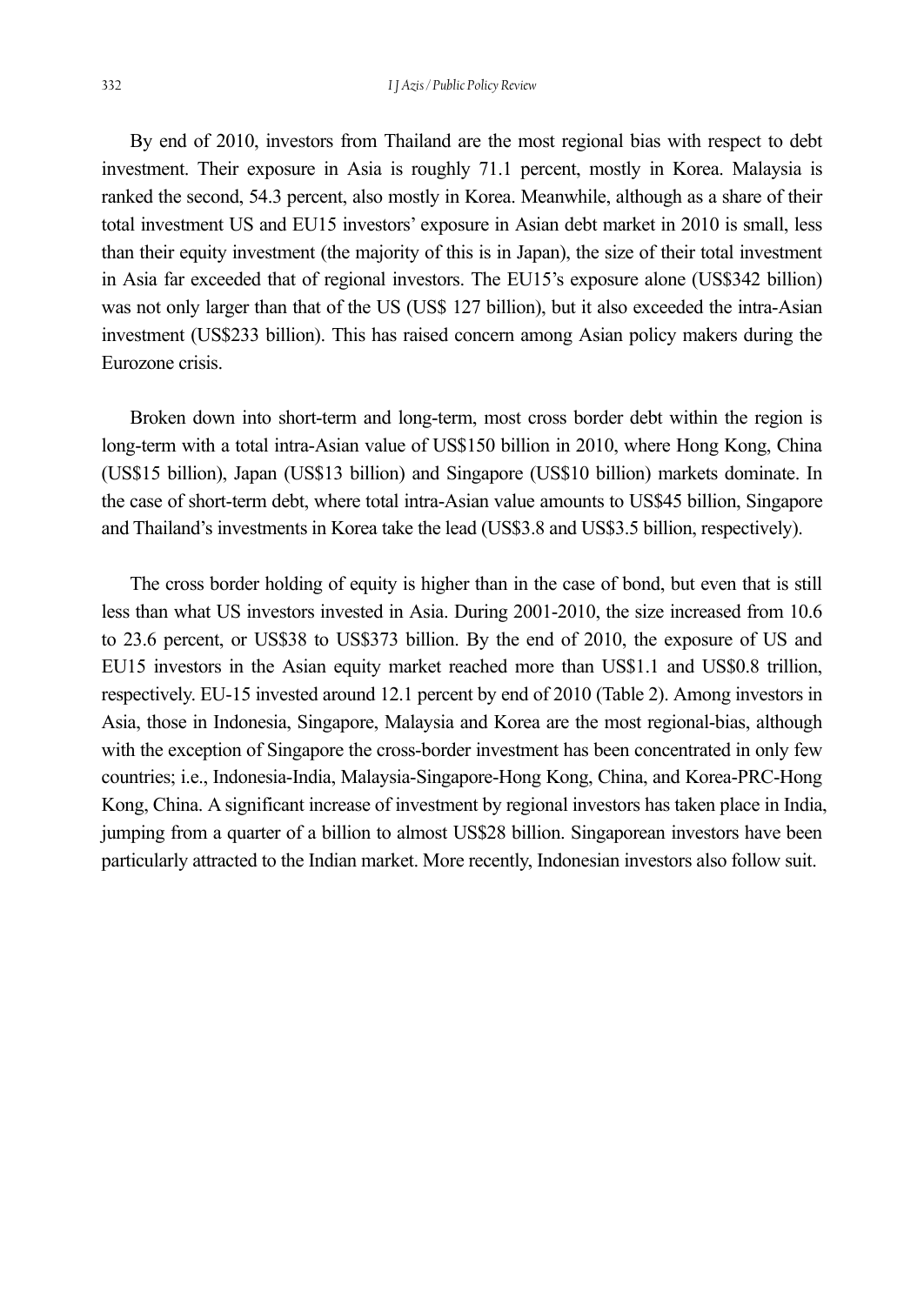By end of 2010, investors from Thailand are the most regional bias with respect to debt investment. Their exposure in Asia is roughly 71.1 percent, mostly in Korea. Malaysia is ranked the second, 54.3 percent, also mostly in Korea. Meanwhile, although as a share of their total investment US and EU15 investors' exposure in Asian debt market in 2010 is small, less than their equity investment (the majority of this is in Japan), the size of their total investment in Asia far exceeded that of regional investors. The EU15's exposure alone (US$342 billion) was not only larger than that of the US (US$ 127 billion), but it also exceeded the intra-Asian investment (US$233 billion). This has raised concern among Asian policy makers during the Eurozone crisis.

Broken down into short-term and long-term, most cross border debt within the region is long-term with a total intra-Asian value of US$150 billion in 2010, where Hong Kong, China (US$15 billion), Japan (US$13 billion) and Singapore (US$10 billion) markets dominate. In the case of short-term debt, where total intra-Asian value amounts to US$45 billion, Singapore and Thailand's investments in Korea take the lead (US$3.8 and US$3.5 billion, respectively).

The cross border holding of equity is higher than in the case of bond, but even that is still less than what US investors invested in Asia. During 2001-2010, the size increased from 10.6 to 23.6 percent, or US$38 to US$373 billion. By the end of 2010, the exposure of US and EU15 investors in the Asian equity market reached more than US$1.1 and US$0.8 trillion, respectively. EU-15 invested around 12.1 percent by end of 2010 (Table 2). Among investors in Asia, those in Indonesia, Singapore, Malaysia and Korea are the most regional-bias, although with the exception of Singapore the cross-border investment has been concentrated in only few countries; i.e., Indonesia-India, Malaysia-Singapore-Hong Kong, China, and Korea-PRC-Hong Kong, China. A significant increase of investment by regional investors has taken place in India, jumping from a quarter of a billion to almost US$28 billion. Singaporean investors have been particularly attracted to the Indian market. More recently, Indonesian investors also follow suit.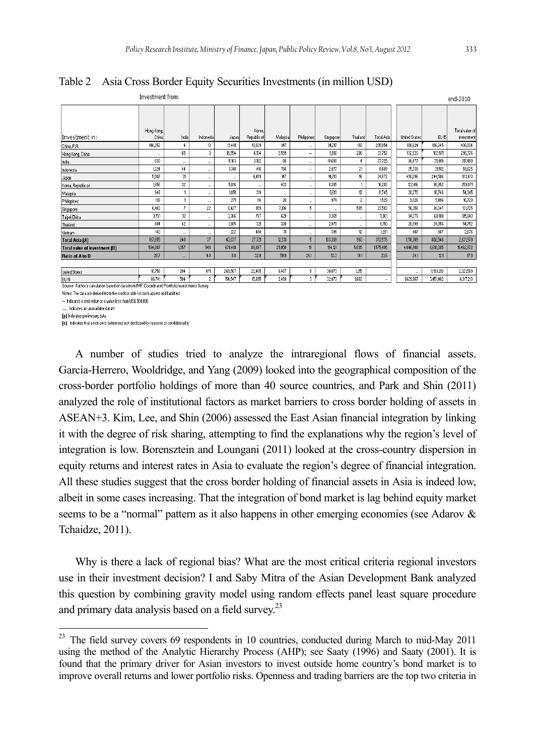Table 2 Asia Cross Border Equity Securities Investments (in million USD)

| Investment in: | Investment from: Hong Kong, China | India | Indonesia | Japan | Korea, Republic of | Malaysia | Philippines | Singapore | Thailand | Total Asia | United States | EU 15 | end-2010 Total value of investment |
|---|---|---|---|---|---|---|---|---|---|---|---|---|---|
| China, P.R. | 146,252 | 4 | 13 | 13,481 | 10,639 | 347 | .. | 34,217 | 102 | 205,054 | 100,624 | 106,245 | 436,934 |
| Hong Kong, China | .. | 65 | 3 | 16,554 | 6,124 | 2,539 | -- | 8,192 | 206 | 33,752 | 132,520 | 102,971 | 296,376 |
| India | 630 | .. | .. | 5,163 | 3,182 | 66 | .. | 18,680 | 4 | 27,725 | 86,477 | 75,019 | 317,490 |
| Indonesia | 1,224 | 44 | .. | 3,341 | 416 | 766 | .. | 2,877 | 21 | 8,689 | 25,239 | 21,512 | 59,625 |
| Japan | 5,807 | 31 | .. | .. | 4,459 | 147 | .. | 14,710 | 16 | 24,872 | 450,096 | 244,806 | 813,613 |
| Korea, Republic of | 1,656 | 32 | .. | 5,816 | .. | 403 | .. | 8,385 | 1 | 16,293 | 122,416 | 98,952 | 259,871 |
| Malaysia | 948 | 1 | .. | 1,851 | 319 | .. | .. | 8,610 | 12 | 11,745 | 20,270 | 16,746 | 54,345 |
| Philippines | 138 | 1 | .. | 271 | 116 | 28 | .. | 974 | 2 | 1,529 | 9,026 | 5,496 | 16,720 |
| Singapore | 6,483 | 7 | 22 | 8,427 | 859 | 7,196 | 5 | .. | 585 | 23,583 | 56,056 | 38,047 | 131,725 |
| Taipei,China | 3,791 | 13 | .. | 3,306 | 797 | 629 | .. | 3,365 | .. | 11,901 | 94,279 | 69,109 | 195,943 |
| Thailand | 884 | 42 | .. | 1,605 | 321 | 320 | .. | 2,978 | .. | 6,150 | 20,399 | 24,056 | 54,752 |
| Vietnam | 140 | .. | .. | 222 | 490 | 31 | .. | 395 | 12 | 1,291 | 407 | 887 | 2,576 |
| **Total Asia (A)** | 167,955 | 240 | 37 | 60,037 | 27,721 | 12,531 | 5 | 103,389 | 960 | 372,575 | 1,118,709 | 802,546 | 2,631,570 |
| **Total value of investment (B)** | 584,087 | 1,057 | 940 | 678,481 | 86,687 | 25,050 | 19 | 194,121 | 5,035 | 1575,495 | 4,646,908 | 6,610,385 | 15,482,872 |
| **Ratio of A to B** | 28.7 | ... | 4.0 | 8.8 | 32.0 | 50.0 | 26.1 | 53.3 | 19.1 | 23.6 | 24.1 | 12.1 | 17.0 |
| | | | | | | | | | | | | | |
| United States | 18,758 | 204 | 871 | 265,567 | 22,465 | 6,487 | 9 | 30,073 | 1,215 | | ... | 1,193,213 | 2,321,589 |
| EU 15 | 88,741 | 504 | 2 | 154,547 | 15,895 | 2,459 | 3 | 32,873 | 1,650 | .. | 1,629,367 | 3,451,482 | 6,317,213 |

Source: Author's calculation based on data from IMF, Coordinated Portfolio Investments Survey

Notes: The data are derived from the creditor side for both assets and liabilities

-- Indicates a zero value or a value less than US$ 500,000

.... Indicates an unavailable datum

(p) Indicates preliminary data

(c) Indicates that a non-zero datum was not disclosed for reasons of confidentiality

A number of studies tried to analyze the intraregional flows of financial assets. García-Herrero, Wooldridge, and Yang (2009) looked into the geographical composition of the cross-border portfolio holdings of more than 40 source countries, and Park and Shin (2011) analyzed the role of institutional factors as market barriers to cross border holding of assets in ASEAN+3. Kim, Lee, and Shin (2006) assessed the East Asian financial integration by linking it with the degree of risk sharing, attempting to find the explanations why the region's level of integration is low. Borensztein and Loungani (2011) looked at the cross-country dispersion in equity returns and interest rates in Asia to evaluate the region's degree of financial integration. All these studies suggest that the cross border holding of financial assets in Asia is indeed low, albeit in some cases increasing. That the integration of bond market is lag behind equity market seems to be a "normal" pattern as it also happens in other emerging economies (see Adarov & Tchaidze, 2011).

Why is there a lack of regional bias? What are the most critical criteria regional investors use in their investment decision? I and Saby Mitra of the Asian Development Bank analyzed this question by combining gravity model using random effects panel least square procedure and primary data analysis based on a field survey.[23]

[23] The field survey covers 69 respondents in 10 countries, conducted during March to mid-May 2011 using the method of the Analytic Hierarchy Process (AHP); see Saaty (1996) and Saaty (2001). It is found that the primary driver for Asian investors to invest outside home country's bond market is to improve overall returns and lower portfolio risks. Openness and trading barriers are the top two criteria in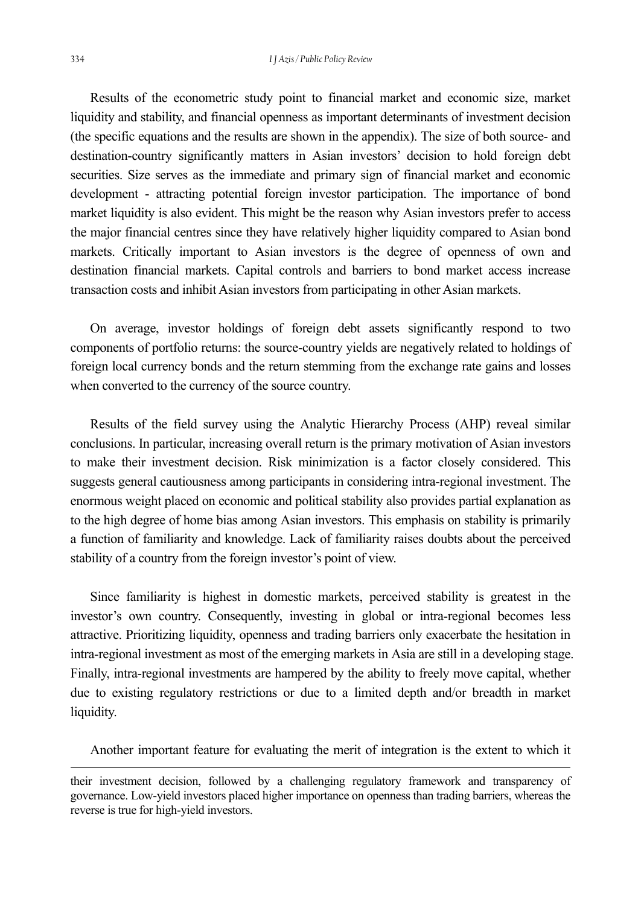Results of the econometric study point to financial market and economic size, market liquidity and stability, and financial openness as important determinants of investment decision (the specific equations and the results are shown in the appendix). The size of both source- and destination-country significantly matters in Asian investors' decision to hold foreign debt securities. Size serves as the immediate and primary sign of financial market and economic development - attracting potential foreign investor participation. The importance of bond market liquidity is also evident. This might be the reason why Asian investors prefer to access the major financial centres since they have relatively higher liquidity compared to Asian bond markets. Critically important to Asian investors is the degree of openness of own and destination financial markets. Capital controls and barriers to bond market access increase transaction costs and inhibit Asian investors from participating in other Asian markets.

On average, investor holdings of foreign debt assets significantly respond to two components of portfolio returns: the source-country yields are negatively related to holdings of foreign local currency bonds and the return stemming from the exchange rate gains and losses when converted to the currency of the source country.

Results of the field survey using the Analytic Hierarchy Process (AHP) reveal similar conclusions. In particular, increasing overall return is the primary motivation of Asian investors to make their investment decision. Risk minimization is a factor closely considered. This suggests general cautiousness among participants in considering intra-regional investment. The enormous weight placed on economic and political stability also provides partial explanation as to the high degree of home bias among Asian investors. This emphasis on stability is primarily a function of familiarity and knowledge. Lack of familiarity raises doubts about the perceived stability of a country from the foreign investor's point of view.

Since familiarity is highest in domestic markets, perceived stability is greatest in the investor's own country. Consequently, investing in global or intra-regional becomes less attractive. Prioritizing liquidity, openness and trading barriers only exacerbate the hesitation in intra-regional investment as most of the emerging markets in Asia are still in a developing stage. Finally, intra-regional investments are hampered by the ability to freely move capital, whether due to existing regulatory restrictions or due to a limited depth and/or breadth in market liquidity.

Another important feature for evaluating the merit of integration is the extent to which it

---

their investment decision, followed by a challenging regulatory framework and transparency of governance. Low-yield investors placed higher importance on openness than trading barriers, whereas the reverse is true for high-yield investors.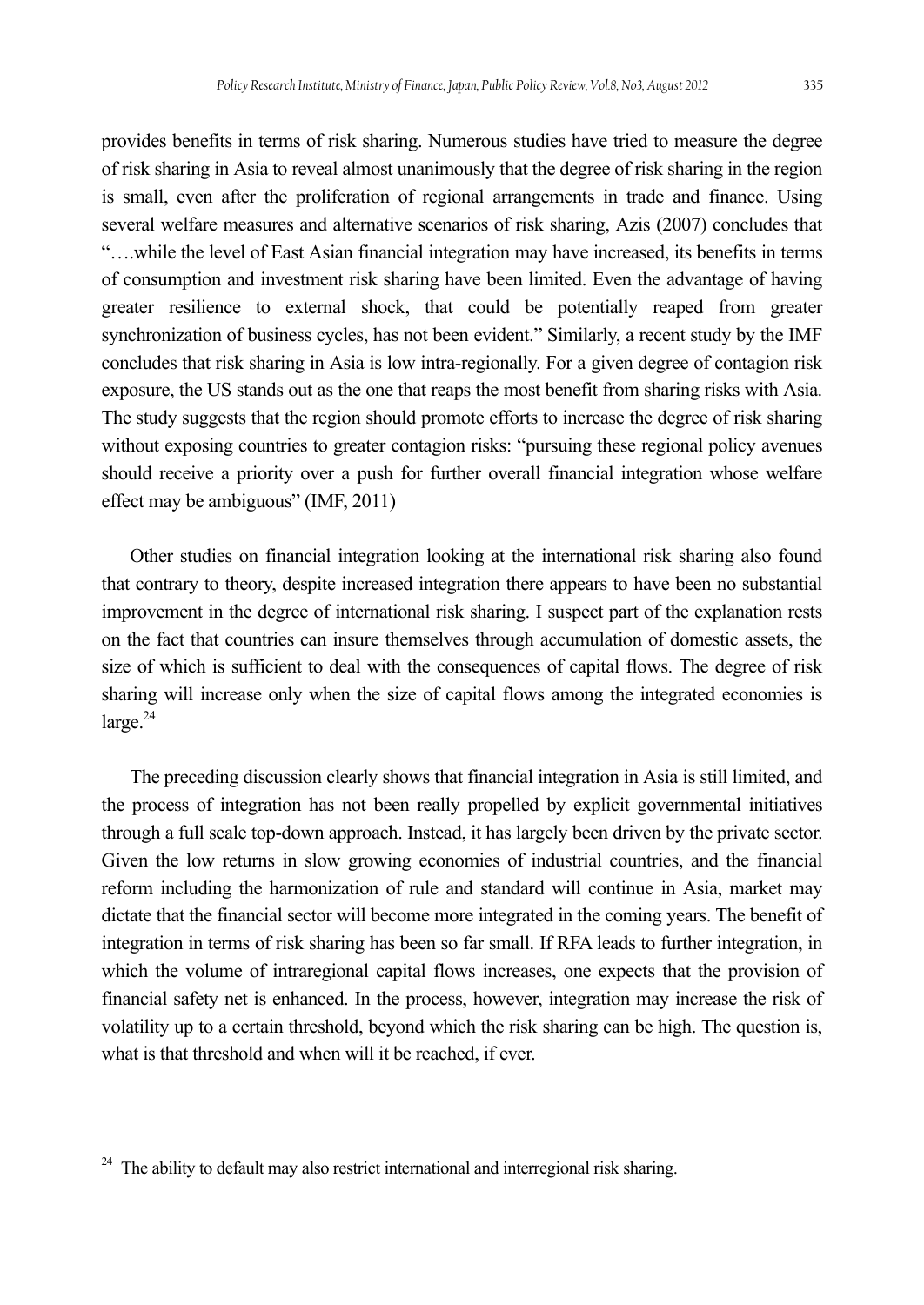provides benefits in terms of risk sharing. Numerous studies have tried to measure the degree of risk sharing in Asia to reveal almost unanimously that the degree of risk sharing in the region is small, even after the proliferation of regional arrangements in trade and finance. Using several welfare measures and alternative scenarios of risk sharing, Azis (2007) concludes that "….while the level of East Asian financial integration may have increased, its benefits in terms of consumption and investment risk sharing have been limited. Even the advantage of having greater resilience to external shock, that could be potentially reaped from greater synchronization of business cycles, has not been evident." Similarly, a recent study by the IMF concludes that risk sharing in Asia is low intra-regionally. For a given degree of contagion risk exposure, the US stands out as the one that reaps the most benefit from sharing risks with Asia. The study suggests that the region should promote efforts to increase the degree of risk sharing without exposing countries to greater contagion risks: "pursuing these regional policy avenues should receive a priority over a push for further overall financial integration whose welfare effect may be ambiguous" (IMF, 2011)

Other studies on financial integration looking at the international risk sharing also found that contrary to theory, despite increased integration there appears to have been no substantial improvement in the degree of international risk sharing. I suspect part of the explanation rests on the fact that countries can insure themselves through accumulation of domestic assets, the size of which is sufficient to deal with the consequences of capital flows. The degree of risk sharing will increase only when the size of capital flows among the integrated economies is large.[24]

The preceding discussion clearly shows that financial integration in Asia is still limited, and the process of integration has not been really propelled by explicit governmental initiatives through a full scale top-down approach. Instead, it has largely been driven by the private sector. Given the low returns in slow growing economies of industrial countries, and the financial reform including the harmonization of rule and standard will continue in Asia, market may dictate that the financial sector will become more integrated in the coming years. The benefit of integration in terms of risk sharing has been so far small. If RFA leads to further integration, in which the volume of intraregional capital flows increases, one expects that the provision of financial safety net is enhanced. In the process, however, integration may increase the risk of volatility up to a certain threshold, beyond which the risk sharing can be high. The question is, what is that threshold and when will it be reached, if ever.

[24] The ability to default may also restrict international and interregional risk sharing.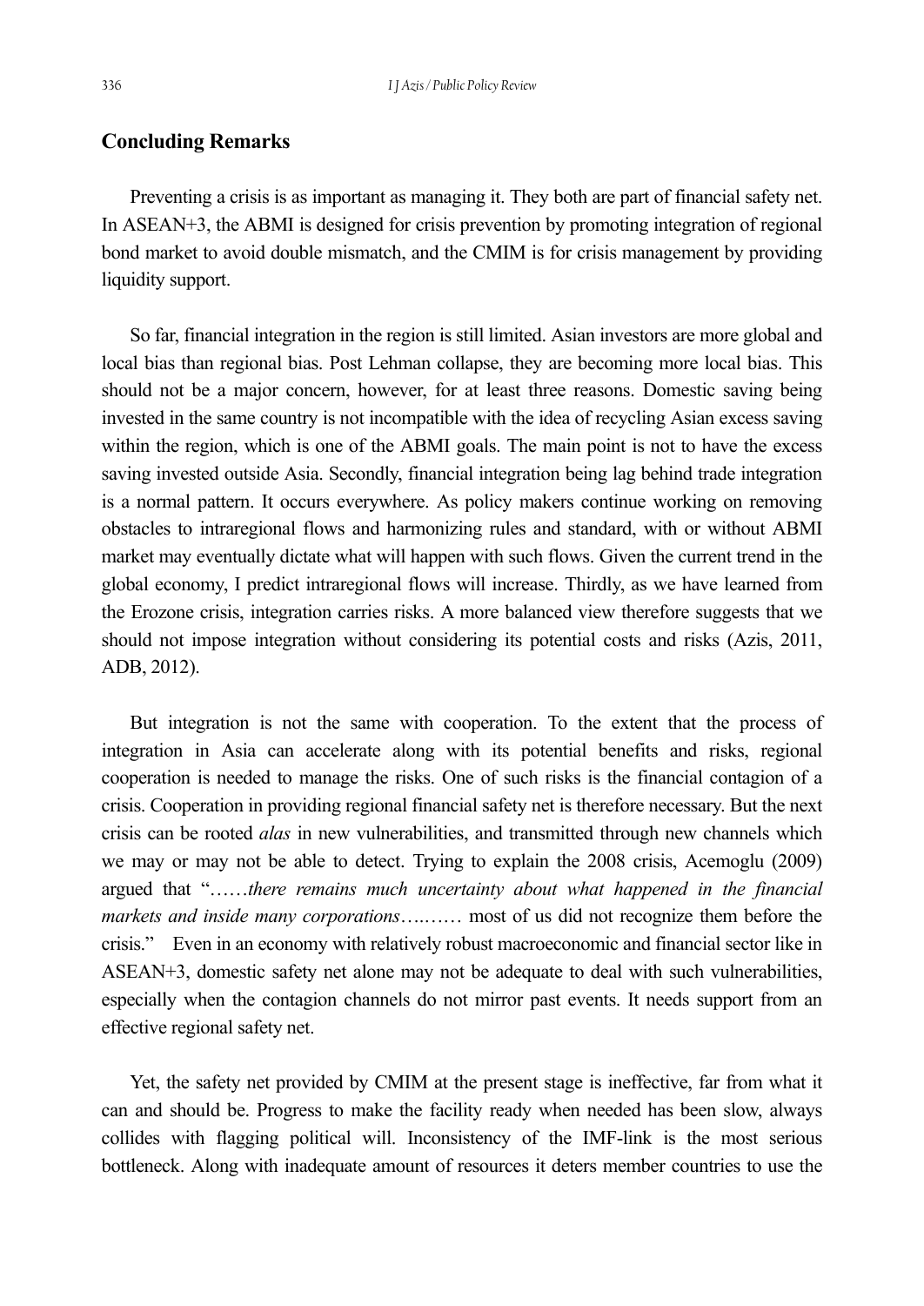## Concluding Remarks

Preventing a crisis is as important as managing it. They both are part of financial safety net. In ASEAN+3, the ABMI is designed for crisis prevention by promoting integration of regional bond market to avoid double mismatch, and the CMIM is for crisis management by providing liquidity support.

So far, financial integration in the region is still limited. Asian investors are more global and local bias than regional bias. Post Lehman collapse, they are becoming more local bias. This should not be a major concern, however, for at least three reasons. Domestic saving being invested in the same country is not incompatible with the idea of recycling Asian excess saving within the region, which is one of the ABMI goals. The main point is not to have the excess saving invested outside Asia. Secondly, financial integration being lag behind trade integration is a normal pattern. It occurs everywhere. As policy makers continue working on removing obstacles to intraregional flows and harmonizing rules and standard, with or without ABMI market may eventually dictate what will happen with such flows. Given the current trend in the global economy, I predict intraregional flows will increase. Thirdly, as we have learned from the Erozone crisis, integration carries risks. A more balanced view therefore suggests that we should not impose integration without considering its potential costs and risks (Azis, 2011, ADB, 2012).

But integration is not the same with cooperation. To the extent that the process of integration in Asia can accelerate along with its potential benefits and risks, regional cooperation is needed to manage the risks. One of such risks is the financial contagion of a crisis. Cooperation in providing regional financial safety net is therefore necessary. But the next crisis can be rooted *alas* in new vulnerabilities, and transmitted through new channels which we may or may not be able to detect. Trying to explain the 2008 crisis, Acemoglu (2009) argued that "……*there remains much uncertainty about what happened in the financial markets and inside many corporations*….…… most of us did not recognize them before the crisis." Even in an economy with relatively robust macroeconomic and financial sector like in ASEAN+3, domestic safety net alone may not be adequate to deal with such vulnerabilities, especially when the contagion channels do not mirror past events. It needs support from an effective regional safety net.

Yet, the safety net provided by CMIM at the present stage is ineffective, far from what it can and should be. Progress to make the facility ready when needed has been slow, always collides with flagging political will. Inconsistency of the IMF-link is the most serious bottleneck. Along with inadequate amount of resources it deters member countries to use the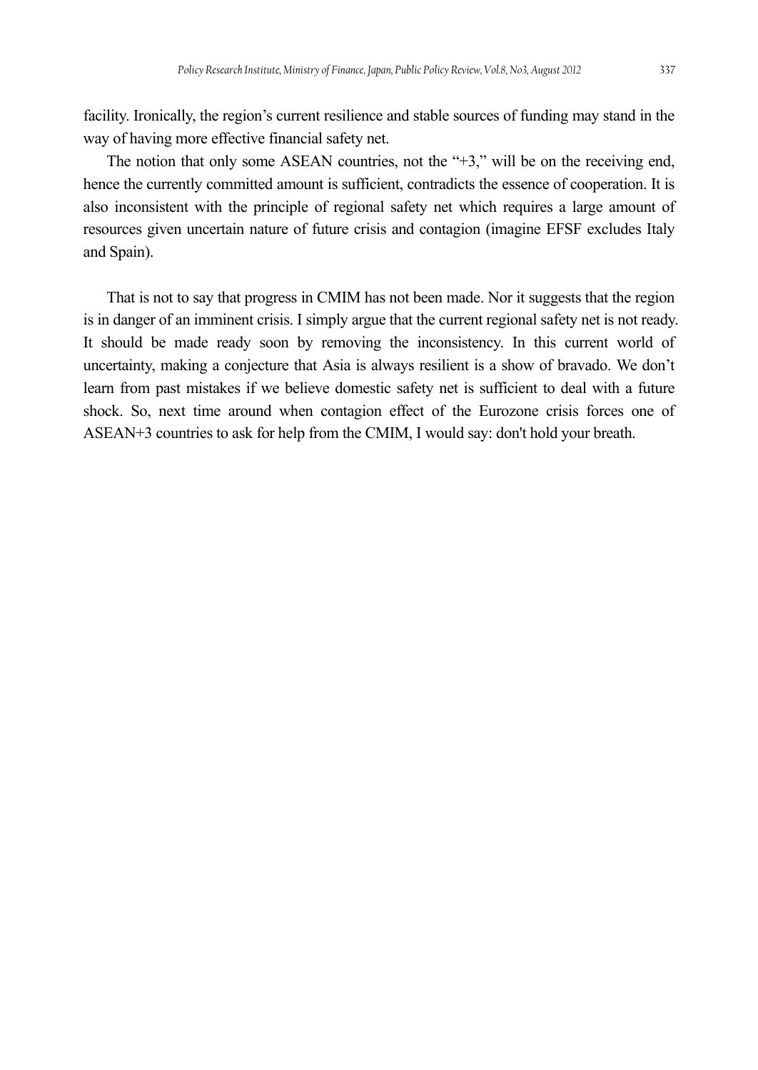facility. Ironically, the region's current resilience and stable sources of funding may stand in the way of having more effective financial safety net.

The notion that only some ASEAN countries, not the "+3," will be on the receiving end, hence the currently committed amount is sufficient, contradicts the essence of cooperation. It is also inconsistent with the principle of regional safety net which requires a large amount of resources given uncertain nature of future crisis and contagion (imagine EFSF excludes Italy and Spain).

That is not to say that progress in CMIM has not been made. Nor it suggests that the region is in danger of an imminent crisis. I simply argue that the current regional safety net is not ready. It should be made ready soon by removing the inconsistency. In this current world of uncertainty, making a conjecture that Asia is always resilient is a show of bravado. We don't learn from past mistakes if we believe domestic safety net is sufficient to deal with a future shock. So, next time around when contagion effect of the Eurozone crisis forces one of ASEAN+3 countries to ask for help from the CMIM, I would say: don't hold your breath.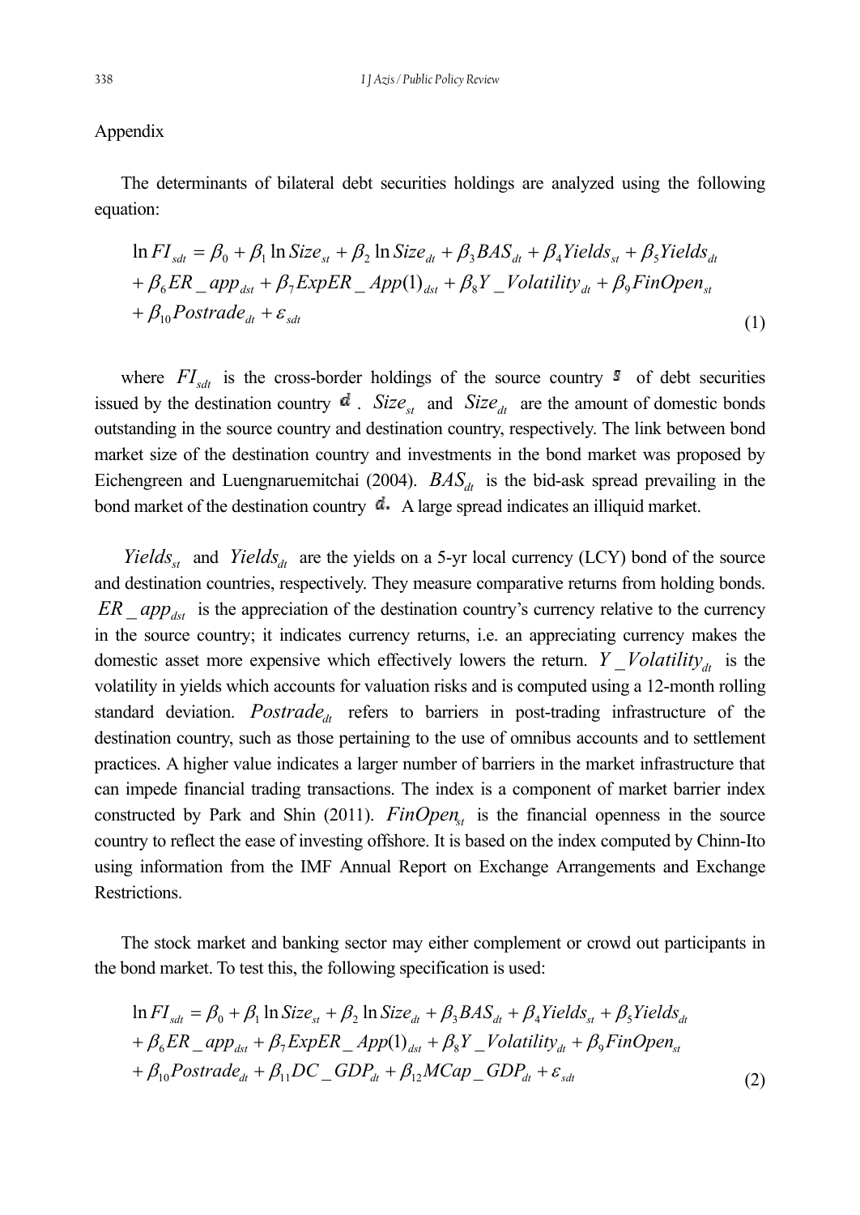Appendix

The determinants of bilateral debt securities holdings are analyzed using the following equation:

$$
\begin{aligned}
\ln FI_{sdt} &= \beta_0 + \beta_1 \ln Size_{st} + \beta_2 \ln Size_{dt} + \beta_3 BAS_{dt} + \beta_4 Yields_{st} + \beta_5 Yields_{dt} \\
&+ \beta_6 ER\_app_{dst} + \beta_7 ExpER\_App(1)_{dst} + \beta_8 Y\_Volatility_{dt} + \beta_9 FinOpen_{st} \\
&+ \beta_{10} Postrade_{dt} + \varepsilon_{sdt}
\end{aligned} \tag{1}
$$

where $FI_{sdt}$ is the cross-border holdings of the source country $s$ of debt securities issued by the destination country $d$. $Size_{st}$ and $Size_{dt}$ are the amount of domestic bonds outstanding in the source country and destination country, respectively. The link between bond market size of the destination country and investments in the bond market was proposed by Eichengreen and Luengnaruemitchai (2004). $BAS_{dt}$ is the bid-ask spread prevailing in the bond market of the destination country $d$. A large spread indicates an illiquid market.

$Yields_{st}$ and $Yields_{dt}$ are the yields on a 5-yr local currency (LCY) bond of the source and destination countries, respectively. They measure comparative returns from holding bonds. $ER\_app_{dst}$ is the appreciation of the destination country's currency relative to the currency in the source country; it indicates currency returns, i.e. an appreciating currency makes the domestic asset more expensive which effectively lowers the return. $Y\_Volatility_{dt}$ is the volatility in yields which accounts for valuation risks and is computed using a 12-month rolling standard deviation. $Postrade_{dt}$ refers to barriers in post-trading infrastructure of the destination country, such as those pertaining to the use of omnibus accounts and to settlement practices. A higher value indicates a larger number of barriers in the market infrastructure that can impede financial trading transactions. The index is a component of market barrier index constructed by Park and Shin (2011). $FinOpen_{st}$ is the financial openness in the source country to reflect the ease of investing offshore. It is based on the index computed by Chinn-Ito using information from the IMF Annual Report on Exchange Arrangements and Exchange Restrictions.

The stock market and banking sector may either complement or crowd out participants in the bond market. To test this, the following specification is used:

$$
\begin{aligned}
\ln FI_{sdt} &= \beta_0 + \beta_1 \ln Size_{st} + \beta_2 \ln Size_{dt} + \beta_3 BAS_{dt} + \beta_4 Yields_{st} + \beta_5 Yields_{dt} \\
&+ \beta_6 ER\_app_{dst} + \beta_7 ExpER\_App(1)_{dst} + \beta_8 Y\_Volatility_{dt} + \beta_9 FinOpen_{st} \\
&+ \beta_{10} Postrade_{dt} + \beta_{11} DC\_GDP_{dt} + \beta_{12} MCap\_GDP_{dt} + \varepsilon_{sdt}
\end{aligned} \tag{2}
$$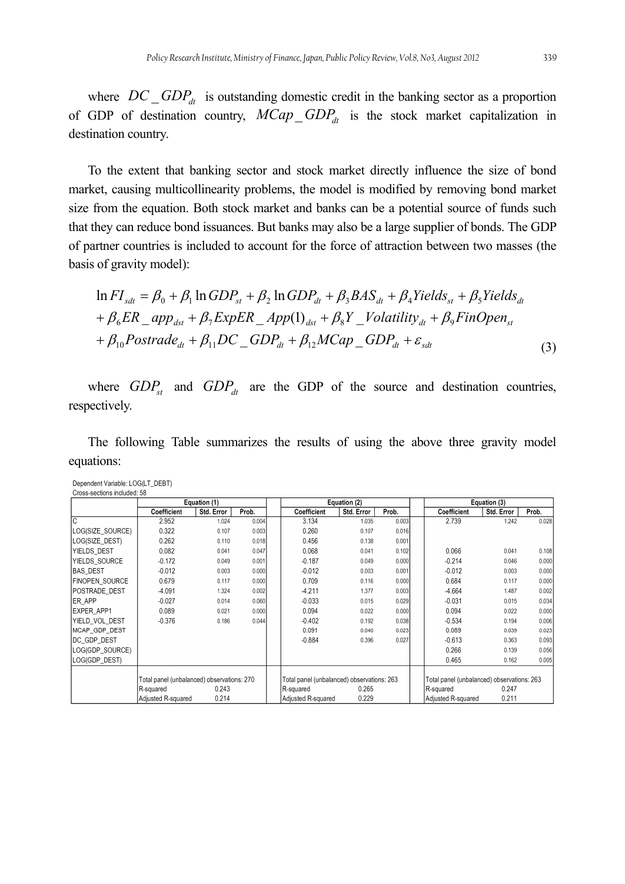where $DC\_GDP_{dt}$ is outstanding domestic credit in the banking sector as a proportion of GDP of destination country, $MCap\_GDP_{dt}$ is the stock market capitalization in destination country.

To the extent that banking sector and stock market directly influence the size of bond market, causing multicollinearity problems, the model is modified by removing bond market size from the equation. Both stock market and banks can be a potential source of funds such that they can reduce bond issuances. But banks may also be a large supplier of bonds. The GDP of partner countries is included to account for the force of attraction between two masses (the basis of gravity model):

$$\ln FI_{sdt} = \beta_0 + \beta_1 \ln GDP_{st} + \beta_2 \ln GDP_{dt} + \beta_3 BAS_{dt} + \beta_4 Yields_{st} + \beta_5 Yields_{dt}$$
$$+ \beta_6 ER\_app_{dst} + \beta_7 ExpER\_App(1)_{dst} + \beta_8 Y\_Volatility_{dt} + \beta_9 FinOpen_{st}$$
$$+ \beta_{10} Postrade_{dt} + \beta_{11} DC\_GDP_{dt} + \beta_{12} MCap\_GDP_{dt} + \varepsilon_{sdt} \tag{3}$$

where $GDP_{st}$ and $GDP_{dt}$ are the GDP of the source and destination countries, respectively.

The following Table summarizes the results of using the above three gravity model equations:

Dependent Variable: LOG(LT_DEBT)
Cross-sections included: 58

| | Equation (1) | | | Equation (2) | | | Equation (3) | | |
|---|---|---|---|---|---|---|---|---|---|
| | Coefficient | Std. Error | Prob. | Coefficient | Std. Error | Prob. | Coefficient | Std. Error | Prob. |
| C | 2.952 | 1.024 | 0.004 | 3.134 | 1.035 | 0.003 | 2.739 | 1.242 | 0.028 |
| LOG(SIZE_SOURCE) | 0.322 | 0.107 | 0.003 | 0.260 | 0.107 | 0.016 | | | |
| LOG(SIZE_DEST) | 0.262 | 0.110 | 0.018 | 0.456 | 0.138 | 0.001 | | | |
| YIELDS_DEST | 0.082 | 0.041 | 0.047 | 0.068 | 0.041 | 0.102 | 0.066 | 0.041 | 0.108 |
| YIELDS_SOURCE | -0.172 | 0.049 | 0.001 | -0.187 | 0.049 | 0.000 | -0.214 | 0.046 | 0.000 |
| BAS_DEST | -0.012 | 0.003 | 0.000 | -0.012 | 0.003 | 0.001 | -0.012 | 0.003 | 0.000 |
| FINOPEN_SOURCE | 0.679 | 0.117 | 0.000 | 0.709 | 0.116 | 0.000 | 0.684 | 0.117 | 0.000 |
| POSTRADE_DEST | -4.091 | 1.324 | 0.002 | -4.211 | 1.377 | 0.003 | -4.664 | 1.487 | 0.002 |
| ER_APP | -0.027 | 0.014 | 0.060 | -0.033 | 0.015 | 0.029 | -0.031 | 0.015 | 0.034 |
| EXPER_APP1 | 0.089 | 0.021 | 0.000 | 0.094 | 0.022 | 0.000 | 0.094 | 0.022 | 0.000 |
| YIELD_VOL_DEST | -0.376 | 0.186 | 0.044 | -0.402 | 0.192 | 0.038 | -0.534 | 0.194 | 0.006 |
| MCAP_GDP_DEST | | | | 0.091 | 0.040 | 0.023 | 0.089 | 0.039 | 0.023 |
| DC_GDP_DEST | | | | -0.884 | 0.396 | 0.027 | -0.613 | 0.363 | 0.093 |
| LOG(GDP_SOURCE) | | | | | | | 0.266 | 0.139 | 0.056 |
| LOG(GDP_DEST) | | | | | | | 0.465 | 0.162 | 0.005 |
| | Total panel (unbalanced) observations: 270 | | | Total panel (unbalanced) observations: 263 | | | Total panel (unbalanced) observations: 263 | | |
| | R-squared | 0.243 | | R-squared | 0.265 | | R-squared | 0.247 | |
| | Adjusted R-squared | 0.214 | | Adjusted R-squared | 0.229 | | Adjusted R-squared | 0.211 | |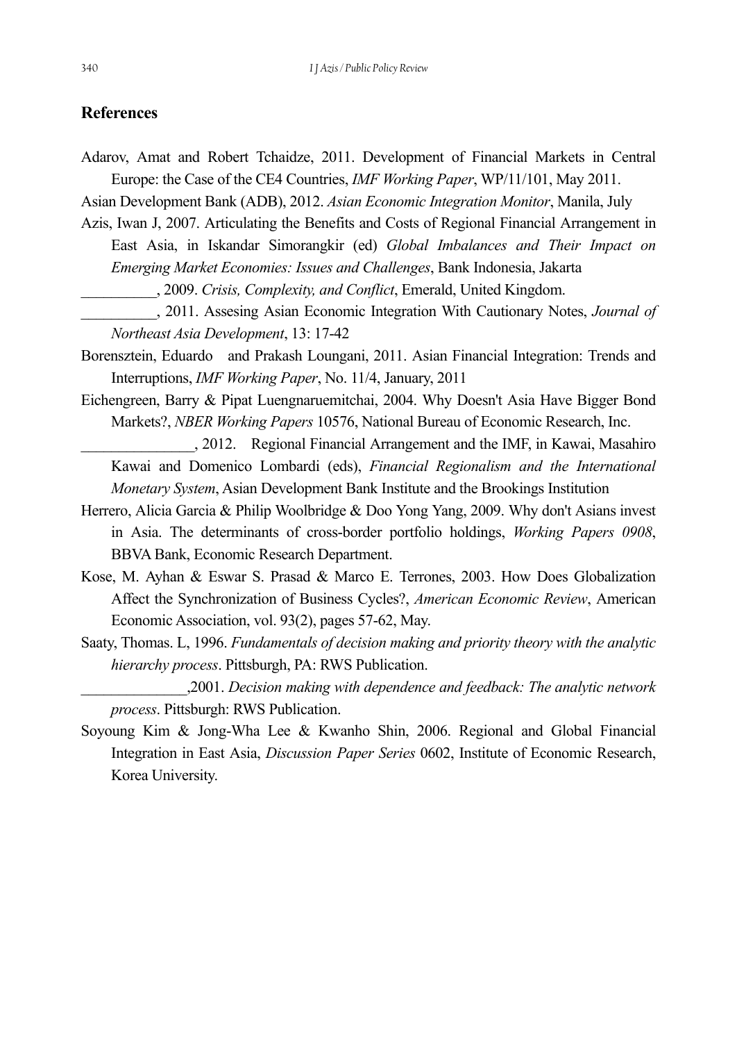## References

Adarov, Amat and Robert Tchaidze, 2011. Development of Financial Markets in Central Europe: the Case of the CE4 Countries, *IMF Working Paper*, WP/11/101, May 2011.

Asian Development Bank (ADB), 2012. *Asian Economic Integration Monitor*, Manila, July

Azis, Iwan J, 2007. Articulating the Benefits and Costs of Regional Financial Arrangement in East Asia, in Iskandar Simorangkir (ed) *Global Imbalances and Their Impact on Emerging Market Economies: Issues and Challenges*, Bank Indonesia, Jakarta

__________, 2009. *Crisis, Complexity, and Conflict*, Emerald, United Kingdom.

__________, 2011. Assesing Asian Economic Integration With Cautionary Notes, *Journal of Northeast Asia Development*, 13: 17-42

Borensztein, Eduardo and Prakash Loungani, 2011. Asian Financial Integration: Trends and Interruptions, *IMF Working Paper*, No. 11/4, January, 2011

Eichengreen, Barry & Pipat Luengnaruemitchai, 2004. Why Doesn't Asia Have Bigger Bond Markets?, *NBER Working Papers* 10576, National Bureau of Economic Research, Inc.

_______________, 2012. Regional Financial Arrangement and the IMF, in Kawai, Masahiro Kawai and Domenico Lombardi (eds), *Financial Regionalism and the International Monetary System*, Asian Development Bank Institute and the Brookings Institution

Herrero, Alicia Garcia & Philip Woolbridge & Doo Yong Yang, 2009. Why don't Asians invest in Asia. The determinants of cross-border portfolio holdings, *Working Papers 0908*, BBVA Bank, Economic Research Department.

Kose, M. Ayhan & Eswar S. Prasad & Marco E. Terrones, 2003. How Does Globalization Affect the Synchronization of Business Cycles?, *American Economic Review*, American Economic Association, vol. 93(2), pages 57-62, May.

Saaty, Thomas. L, 1996. *Fundamentals of decision making and priority theory with the analytic hierarchy process*. Pittsburgh, PA: RWS Publication.

______________,2001. *Decision making with dependence and feedback: The analytic network process*. Pittsburgh: RWS Publication.

Soyoung Kim & Jong-Wha Lee & Kwanho Shin, 2006. Regional and Global Financial Integration in East Asia, *Discussion Paper Series* 0602, Institute of Economic Research, Korea University.